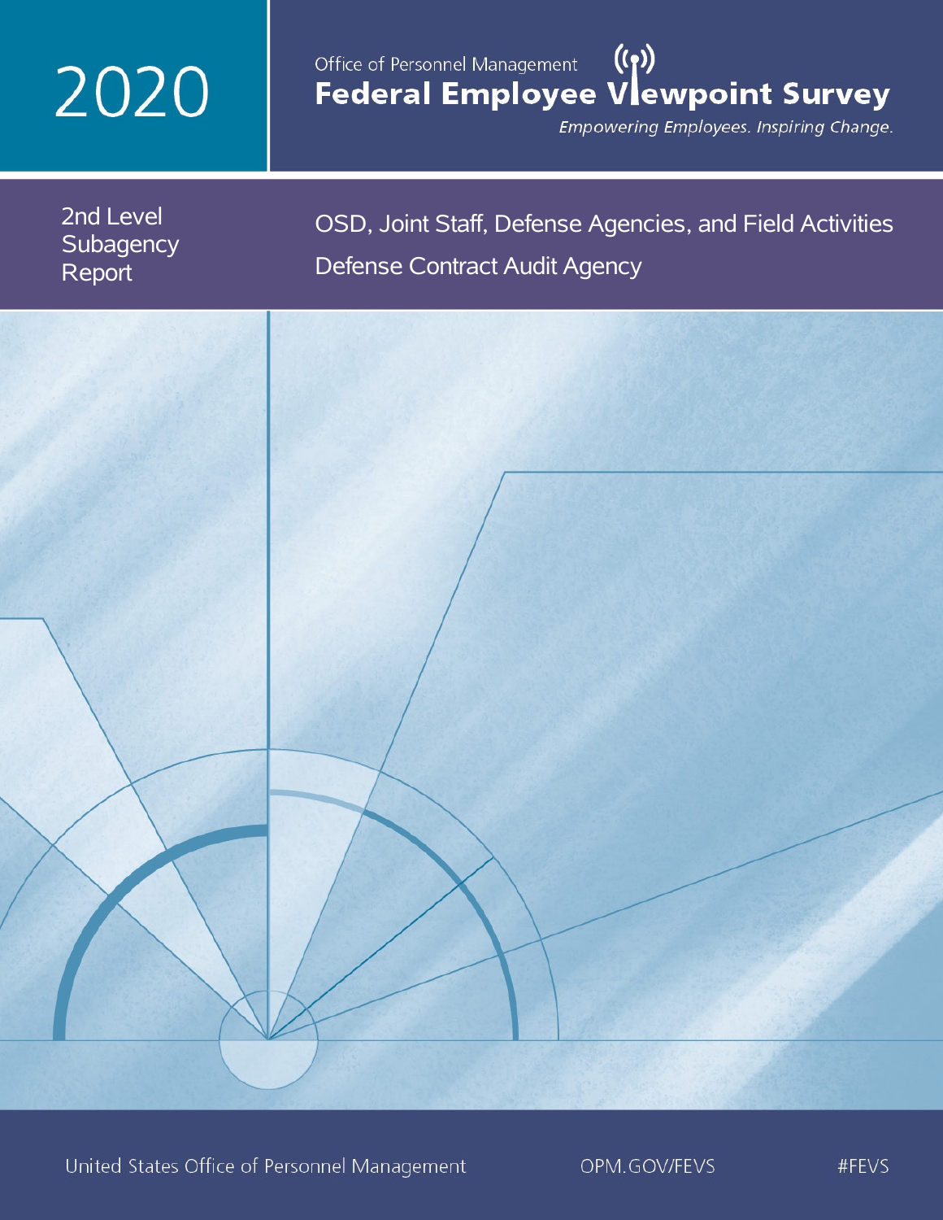# 2020

Office of Personnel Management

# Federal Employee Viewpoint Survey

*Empowering Employees. Inspiring Change.*

2nd Level Subagency Report

## OSD, Joint Staff, Defense Agencies, and Field Activities

## Defense Contract Audit Agency

United States Office of Personnel Management OPM.GOV/FEVS #FEVS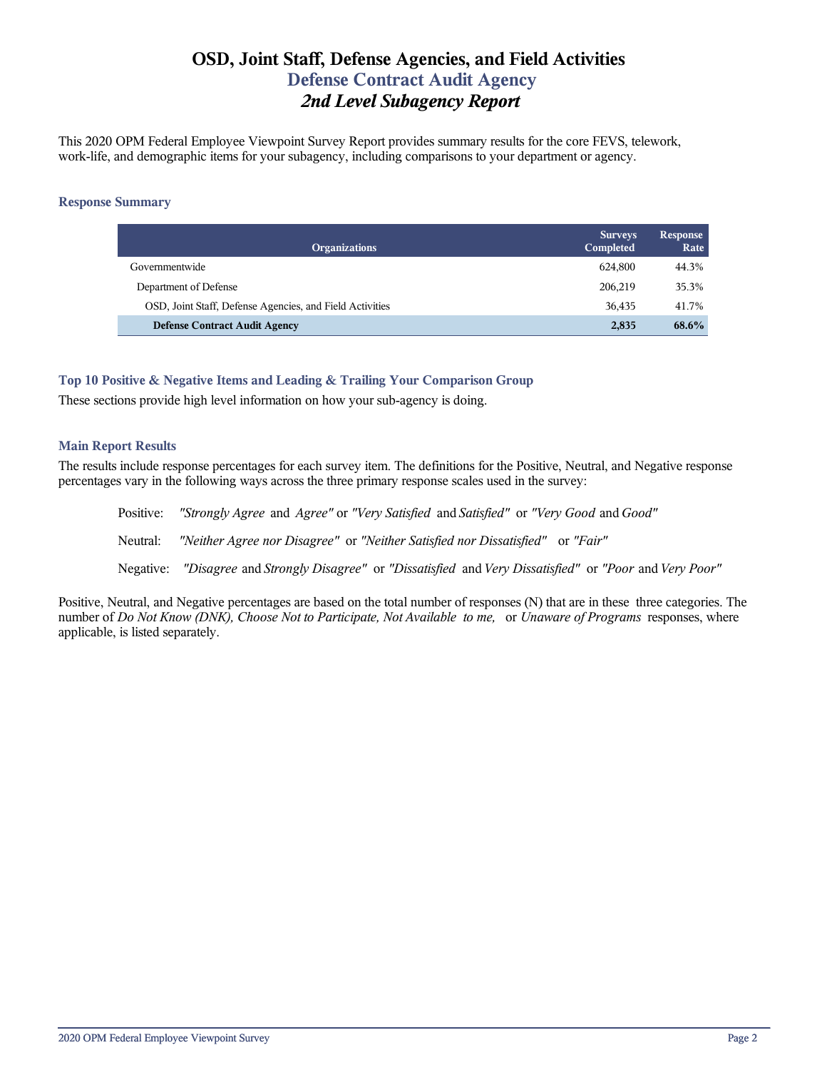# OSD, Joint Staff, Defense Agencies, and Field Activities

## Defense Contract Audit Agency

## *2nd Level Subagency Report*

This 2020 OPM Federal Employee Viewpoint Survey Report provides summary results for the core FEVS, telework, work-life, and demographic items for your subagency, including comparisons to your department or agency.

### Response Summary

| Organizations | Surveys Completed | Response Rate |
|---|---|---|
| Governmentwide | 624,800 | 44.3% |
| Department of Defense | 206,219 | 35.3% |
| OSD, Joint Staff, Defense Agencies, and Field Activities | 36,435 | 41.7% |
| **Defense Contract Audit Agency** | **2,835** | **68.6%** |

### Top 10 Positive & Negative Items and Leading & Trailing Your Comparison Group

These sections provide high level information on how your sub-agency is doing.

### Main Report Results

The results include response percentages for each survey item. The definitions for the Positive, Neutral, and Negative response percentages vary in the following ways across the three primary response scales used in the survey:

Positive: *"Strongly Agree* and *Agree"* or *"Very Satisfied* and *Satisfied"* or *"Very Good* and *Good"*

Neutral: *"Neither Agree nor Disagree"* or *"Neither Satisfied nor Dissatisfied"* or *"Fair"*

Negative: *"Disagree* and *Strongly Disagree"* or *"Dissatisfied* and *Very Dissatisfied"* or *"Poor* and *Very Poor"*

Positive, Neutral, and Negative percentages are based on the total number of responses (N) that are in these three categories. The number of *Do Not Know (DNK), Choose Not to Participate, Not Available to me,* or *Unaware of Programs* responses, where applicable, is listed separately.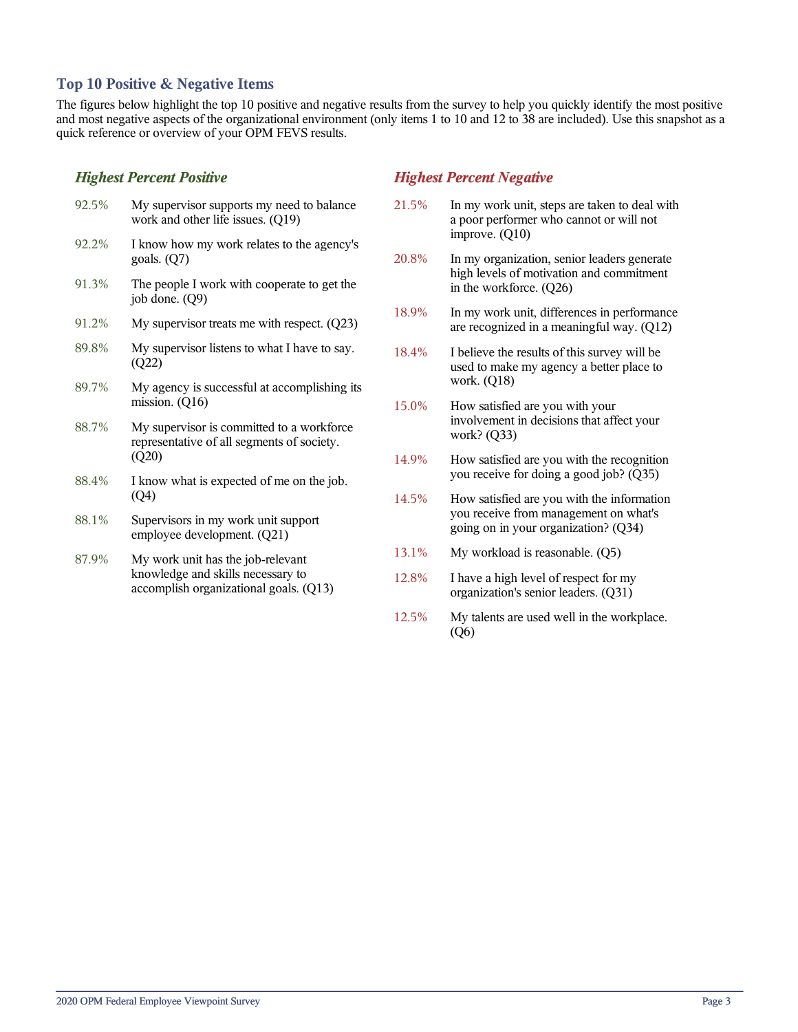## Top 10 Positive & Negative Items

The figures below highlight the top 10 positive and negative results from the survey to help you quickly identify the most positive and most negative aspects of the organizational environment (only items 1 to 10 and 12 to 38 are included). Use this snapshot as a quick reference or overview of your OPM FEVS results.

### *Highest Percent Positive*

| | |
|---|---|
| 92.5% | My supervisor supports my need to balance work and other life issues. (Q19) |
| 92.2% | I know how my work relates to the agency's goals. (Q7) |
| 91.3% | The people I work with cooperate to get the job done. (Q9) |
| 91.2% | My supervisor treats me with respect. (Q23) |
| 89.8% | My supervisor listens to what I have to say. (Q22) |
| 89.7% | My agency is successful at accomplishing its mission. (Q16) |
| 88.7% | My supervisor is committed to a workforce representative of all segments of society. (Q20) |
| 88.4% | I know what is expected of me on the job. (Q4) |
| 88.1% | Supervisors in my work unit support employee development. (Q21) |
| 87.9% | My work unit has the job-relevant knowledge and skills necessary to accomplish organizational goals. (Q13) |

### *Highest Percent Negative*

| | |
|---|---|
| 21.5% | In my work unit, steps are taken to deal with a poor performer who cannot or will not improve. (Q10) |
| 20.8% | In my organization, senior leaders generate high levels of motivation and commitment in the workforce. (Q26) |
| 18.9% | In my work unit, differences in performance are recognized in a meaningful way. (Q12) |
| 18.4% | I believe the results of this survey will be used to make my agency a better place to work. (Q18) |
| 15.0% | How satisfied are you with your involvement in decisions that affect your work? (Q33) |
| 14.9% | How satisfied are you with the recognition you receive for doing a good job? (Q35) |
| 14.5% | How satisfied are you with the information you receive from management on what's going on in your organization? (Q34) |
| 13.1% | My workload is reasonable. (Q5) |
| 12.8% | I have a high level of respect for my organization's senior leaders. (Q31) |
| 12.5% | My talents are used well in the workplace. (Q6) |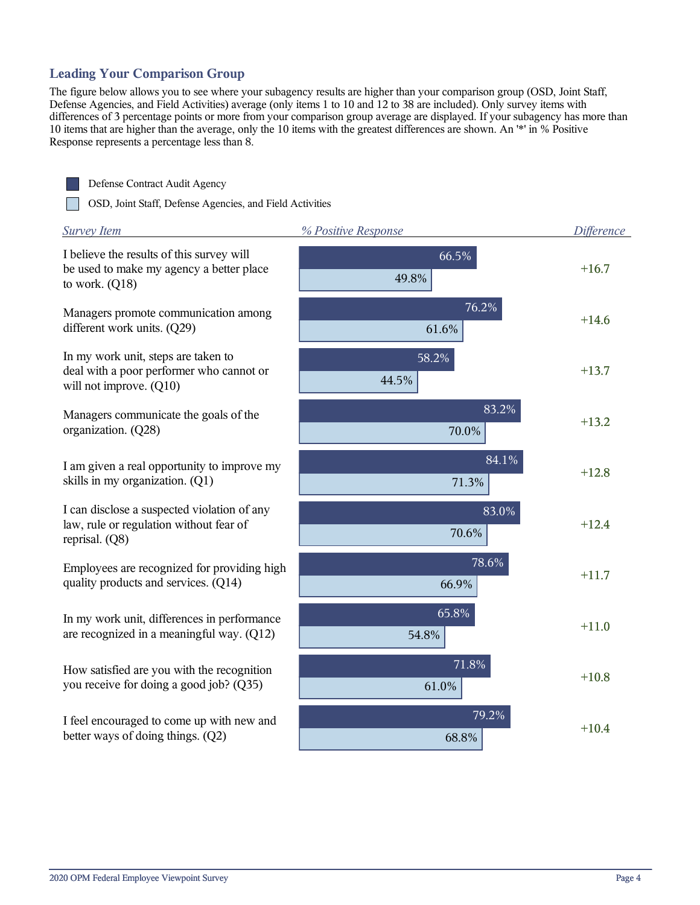## Leading Your Comparison Group

The figure below allows you to see where your subagency results are higher than your comparison group (OSD, Joint Staff, Defense Agencies, and Field Activities) average (only items 1 to 10 and 12 to 38 are included). Only survey items with differences of 3 percentage points or more from your comparison group average are displayed. If your subagency has more than 10 items that are higher than the average, only the 10 items with the greatest differences are shown. An '*' in % Positive Response represents a percentage less than 8.

| Survey Item | Defense Contract Audit Agency (% Positive Response) | OSD, Joint Staff, Defense Agencies, and Field Activities (% Positive Response) | Difference |
|---|---|---|---|
| I believe the results of this survey will be used to make my agency a better place to work. (Q18) | 66.5% | 49.8% | +16.7 |
| Managers promote communication among different work units. (Q29) | 76.2% | 61.6% | +14.6 |
| In my work unit, steps are taken to deal with a poor performer who cannot or will not improve. (Q10) | 58.2% | 44.5% | +13.7 |
| Managers communicate the goals of the organization. (Q28) | 83.2% | 70.0% | +13.2 |
| I am given a real opportunity to improve my skills in my organization. (Q1) | 84.1% | 71.3% | +12.8 |
| I can disclose a suspected violation of any law, rule or regulation without fear of reprisal. (Q8) | 83.0% | 70.6% | +12.4 |
| Employees are recognized for providing high quality products and services. (Q14) | 78.6% | 66.9% | +11.7 |
| In my work unit, differences in performance are recognized in a meaningful way. (Q12) | 65.8% | 54.8% | +11.0 |
| How satisfied are you with the recognition you receive for doing a good job? (Q35) | 71.8% | 61.0% | +10.8 |
| I feel encouraged to come up with new and better ways of doing things. (Q2) | 79.2% | 68.8% | +10.4 |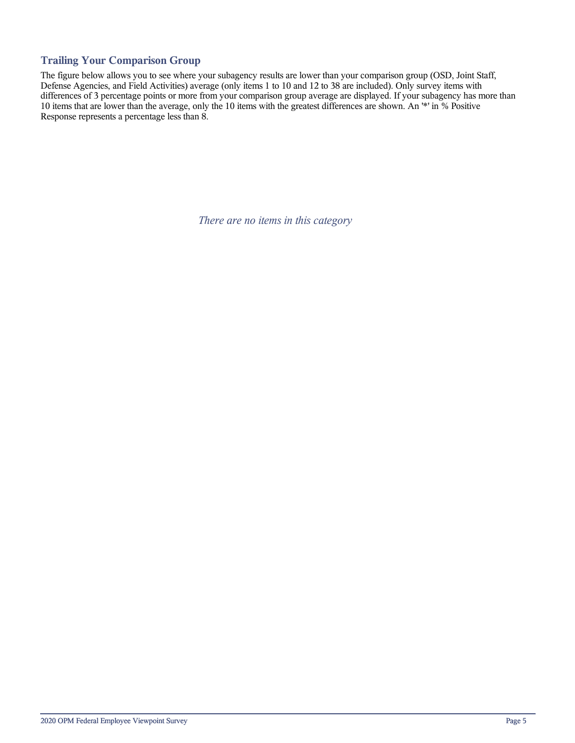## Trailing Your Comparison Group

The figure below allows you to see where your subagency results are lower than your comparison group (OSD, Joint Staff, Defense Agencies, and Field Activities) average (only items 1 to 10 and 12 to 38 are included). Only survey items with differences of 3 percentage points or more from your comparison group average are displayed. If your subagency has more than 10 items that are lower than the average, only the 10 items with the greatest differences are shown. An '*' in % Positive Response represents a percentage less than 8.

*There are no items in this category*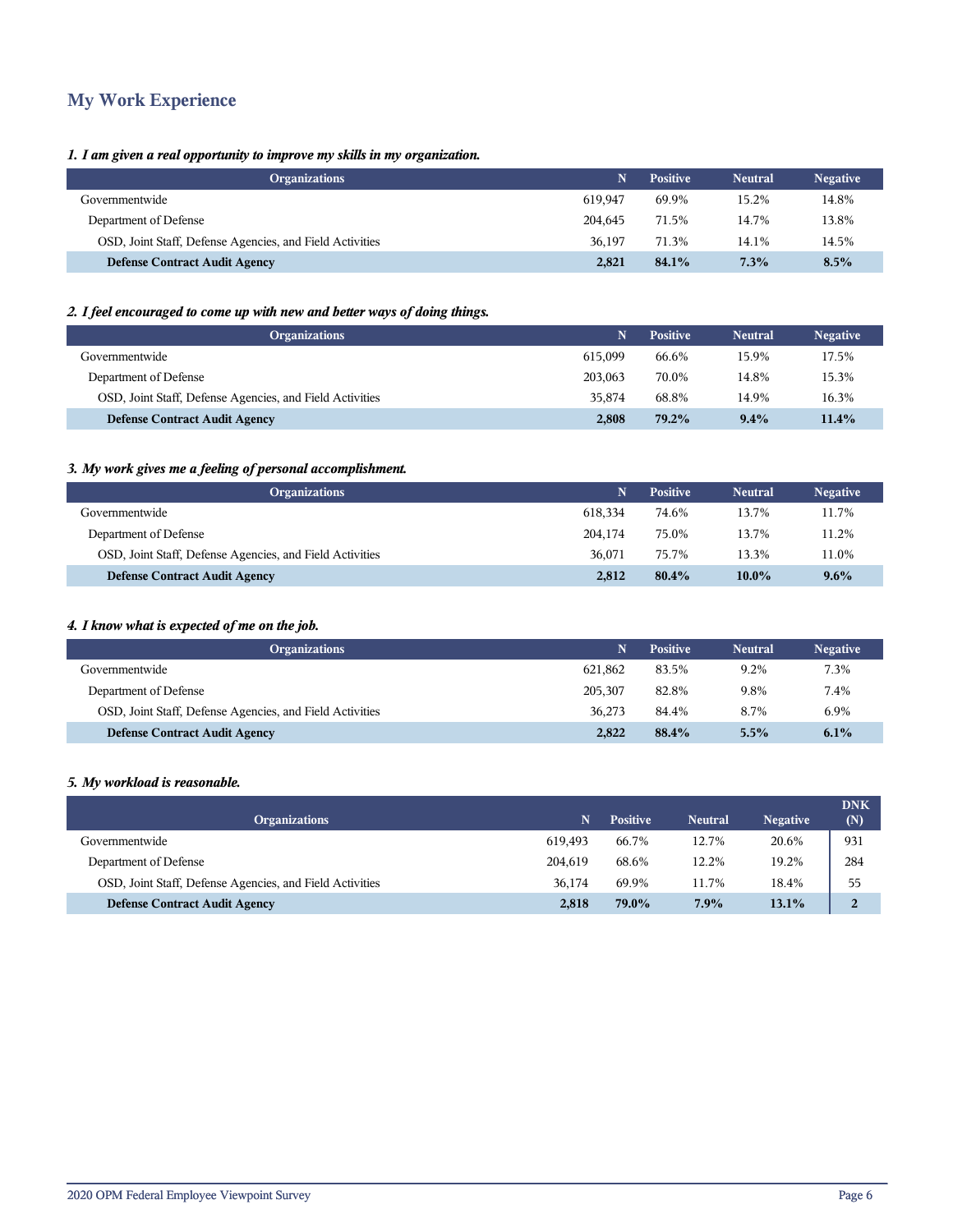## My Work Experience

*1. I am given a real opportunity to improve my skills in my organization.*

| Organizations | N | Positive | Neutral | Negative |
|---|---|---|---|---|
| Governmentwide | 619,947 | 69.9% | 15.2% | 14.8% |
| Department of Defense | 204,645 | 71.5% | 14.7% | 13.8% |
| OSD, Joint Staff, Defense Agencies, and Field Activities | 36,197 | 71.3% | 14.1% | 14.5% |
| **Defense Contract Audit Agency** | **2,821** | **84.1%** | **7.3%** | **8.5%** |

*2. I feel encouraged to come up with new and better ways of doing things.*

| Organizations | N | Positive | Neutral | Negative |
|---|---|---|---|---|
| Governmentwide | 615,099 | 66.6% | 15.9% | 17.5% |
| Department of Defense | 203,063 | 70.0% | 14.8% | 15.3% |
| OSD, Joint Staff, Defense Agencies, and Field Activities | 35,874 | 68.8% | 14.9% | 16.3% |
| **Defense Contract Audit Agency** | **2,808** | **79.2%** | **9.4%** | **11.4%** |

*3. My work gives me a feeling of personal accomplishment.*

| Organizations | N | Positive | Neutral | Negative |
|---|---|---|---|---|
| Governmentwide | 618,334 | 74.6% | 13.7% | 11.7% |
| Department of Defense | 204,174 | 75.0% | 13.7% | 11.2% |
| OSD, Joint Staff, Defense Agencies, and Field Activities | 36,071 | 75.7% | 13.3% | 11.0% |
| **Defense Contract Audit Agency** | **2,812** | **80.4%** | **10.0%** | **9.6%** |

*4. I know what is expected of me on the job.*

| Organizations | N | Positive | Neutral | Negative |
|---|---|---|---|---|
| Governmentwide | 621,862 | 83.5% | 9.2% | 7.3% |
| Department of Defense | 205,307 | 82.8% | 9.8% | 7.4% |
| OSD, Joint Staff, Defense Agencies, and Field Activities | 36,273 | 84.4% | 8.7% | 6.9% |
| **Defense Contract Audit Agency** | **2,822** | **88.4%** | **5.5%** | **6.1%** |

*5. My workload is reasonable.*

| Organizations | N | Positive | Neutral | Negative | DNK (N) |
|---|---|---|---|---|---|
| Governmentwide | 619,493 | 66.7% | 12.7% | 20.6% | 931 |
| Department of Defense | 204,619 | 68.6% | 12.2% | 19.2% | 284 |
| OSD, Joint Staff, Defense Agencies, and Field Activities | 36,174 | 69.9% | 11.7% | 18.4% | 55 |
| **Defense Contract Audit Agency** | **2,818** | **79.0%** | **7.9%** | **13.1%** | **2** |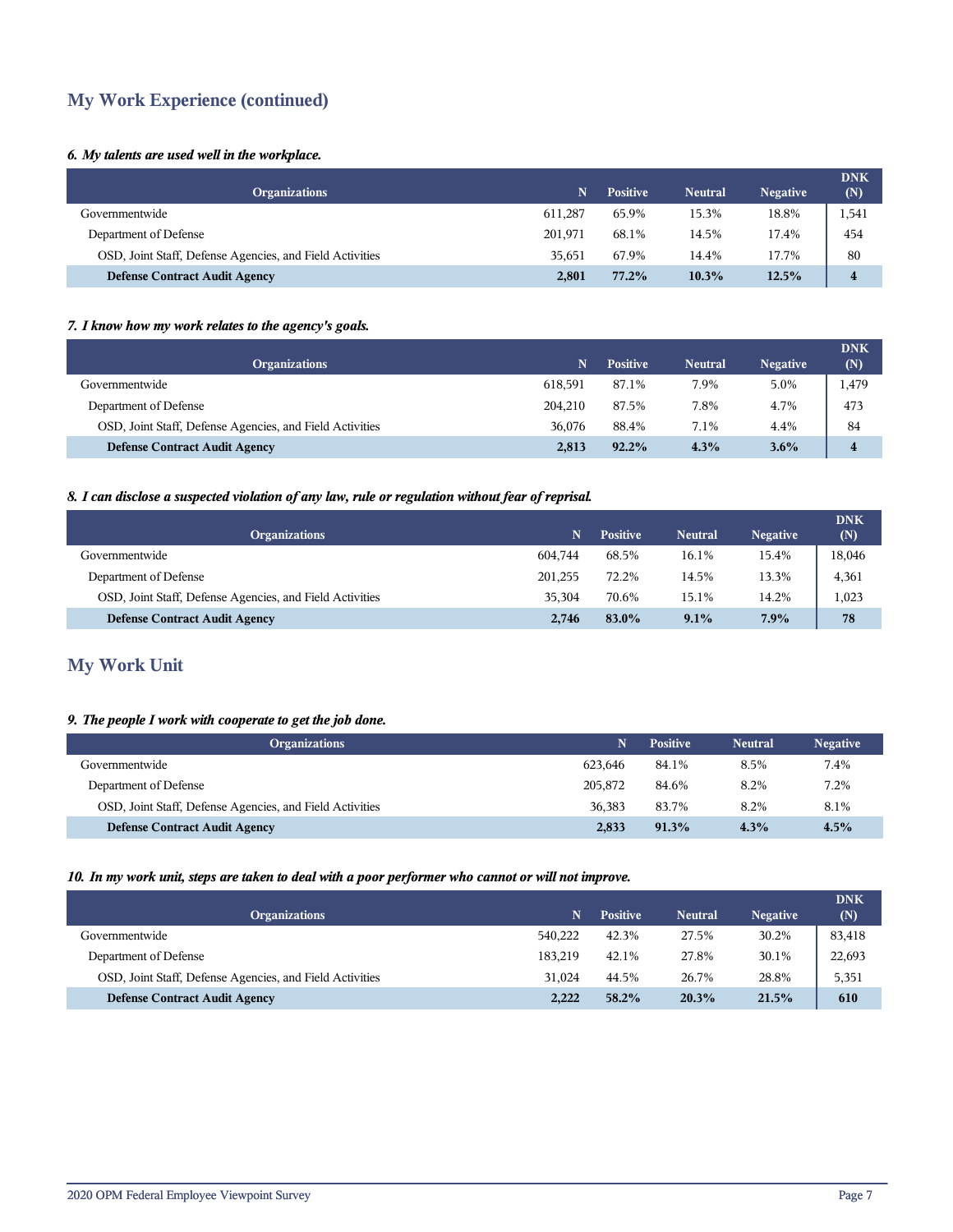## My Work Experience (continued)

### *6. My talents are used well in the workplace.*

| Organizations | N | Positive | Neutral | Negative | DNK (N) |
|---|---|---|---|---|---|
| Governmentwide | 611,287 | 65.9% | 15.3% | 18.8% | 1,541 |
| Department of Defense | 201,971 | 68.1% | 14.5% | 17.4% | 454 |
| OSD, Joint Staff, Defense Agencies, and Field Activities | 35,651 | 67.9% | 14.4% | 17.7% | 80 |
| **Defense Contract Audit Agency** | **2,801** | **77.2%** | **10.3%** | **12.5%** | **4** |

### *7. I know how my work relates to the agency's goals.*

| Organizations | N | Positive | Neutral | Negative | DNK (N) |
|---|---|---|---|---|---|
| Governmentwide | 618,591 | 87.1% | 7.9% | 5.0% | 1,479 |
| Department of Defense | 204,210 | 87.5% | 7.8% | 4.7% | 473 |
| OSD, Joint Staff, Defense Agencies, and Field Activities | 36,076 | 88.4% | 7.1% | 4.4% | 84 |
| **Defense Contract Audit Agency** | **2,813** | **92.2%** | **4.3%** | **3.6%** | **4** |

### *8. I can disclose a suspected violation of any law, rule or regulation without fear of reprisal.*

| Organizations | N | Positive | Neutral | Negative | DNK (N) |
|---|---|---|---|---|---|
| Governmentwide | 604,744 | 68.5% | 16.1% | 15.4% | 18,046 |
| Department of Defense | 201,255 | 72.2% | 14.5% | 13.3% | 4,361 |
| OSD, Joint Staff, Defense Agencies, and Field Activities | 35,304 | 70.6% | 15.1% | 14.2% | 1,023 |
| **Defense Contract Audit Agency** | **2,746** | **83.0%** | **9.1%** | **7.9%** | **78** |

## My Work Unit

### *9. The people I work with cooperate to get the job done.*

| Organizations | N | Positive | Neutral | Negative |
|---|---|---|---|---|
| Governmentwide | 623,646 | 84.1% | 8.5% | 7.4% |
| Department of Defense | 205,872 | 84.6% | 8.2% | 7.2% |
| OSD, Joint Staff, Defense Agencies, and Field Activities | 36,383 | 83.7% | 8.2% | 8.1% |
| **Defense Contract Audit Agency** | **2,833** | **91.3%** | **4.3%** | **4.5%** |

### *10. In my work unit, steps are taken to deal with a poor performer who cannot or will not improve.*

| Organizations | N | Positive | Neutral | Negative | DNK (N) |
|---|---|---|---|---|---|
| Governmentwide | 540,222 | 42.3% | 27.5% | 30.2% | 83,418 |
| Department of Defense | 183,219 | 42.1% | 27.8% | 30.1% | 22,693 |
| OSD, Joint Staff, Defense Agencies, and Field Activities | 31,024 | 44.5% | 26.7% | 28.8% | 5,351 |
| **Defense Contract Audit Agency** | **2,222** | **58.2%** | **20.3%** | **21.5%** | **610** |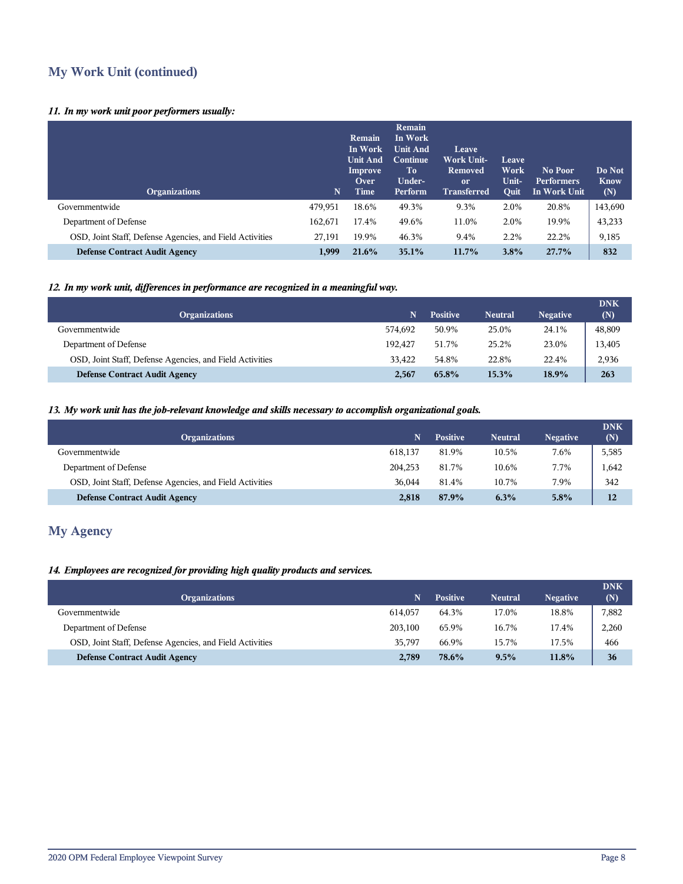## My Work Unit (continued)

### *11. In my work unit poor performers usually:*

| Organizations | N | Remain In Work Unit And Improve Over Time | Remain In Work Unit And Continue To Under-Perform | Leave Work Unit-Removed or Transferred | Leave Work Unit-Quit | No Poor Performers In Work Unit | Do Not Know (N) |
|---|---|---|---|---|---|---|---|
| Governmentwide | 479,951 | 18.6% | 49.3% | 9.3% | 2.0% | 20.8% | 143,690 |
| Department of Defense | 162,671 | 17.4% | 49.6% | 11.0% | 2.0% | 19.9% | 43,233 |
| OSD, Joint Staff, Defense Agencies, and Field Activities | 27,191 | 19.9% | 46.3% | 9.4% | 2.2% | 22.2% | 9,185 |
| **Defense Contract Audit Agency** | **1,999** | **21.6%** | **35.1%** | **11.7%** | **3.8%** | **27.7%** | **832** |

### *12. In my work unit, differences in performance are recognized in a meaningful way.*

| Organizations | N | Positive | Neutral | Negative | DNK (N) |
|---|---|---|---|---|---|
| Governmentwide | 574,692 | 50.9% | 25.0% | 24.1% | 48,809 |
| Department of Defense | 192,427 | 51.7% | 25.2% | 23.0% | 13,405 |
| OSD, Joint Staff, Defense Agencies, and Field Activities | 33,422 | 54.8% | 22.8% | 22.4% | 2,936 |
| **Defense Contract Audit Agency** | **2,567** | **65.8%** | **15.3%** | **18.9%** | **263** |

### *13. My work unit has the job-relevant knowledge and skills necessary to accomplish organizational goals.*

| Organizations | N | Positive | Neutral | Negative | DNK (N) |
|---|---|---|---|---|---|
| Governmentwide | 618,137 | 81.9% | 10.5% | 7.6% | 5,585 |
| Department of Defense | 204,253 | 81.7% | 10.6% | 7.7% | 1,642 |
| OSD, Joint Staff, Defense Agencies, and Field Activities | 36,044 | 81.4% | 10.7% | 7.9% | 342 |
| **Defense Contract Audit Agency** | **2,818** | **87.9%** | **6.3%** | **5.8%** | **12** |

## My Agency

### *14. Employees are recognized for providing high quality products and services.*

| Organizations | N | Positive | Neutral | Negative | DNK (N) |
|---|---|---|---|---|---|
| Governmentwide | 614,057 | 64.3% | 17.0% | 18.8% | 7,882 |
| Department of Defense | 203,100 | 65.9% | 16.7% | 17.4% | 2,260 |
| OSD, Joint Staff, Defense Agencies, and Field Activities | 35,797 | 66.9% | 15.7% | 17.5% | 466 |
| **Defense Contract Audit Agency** | **2,789** | **78.6%** | **9.5%** | **11.8%** | **36** |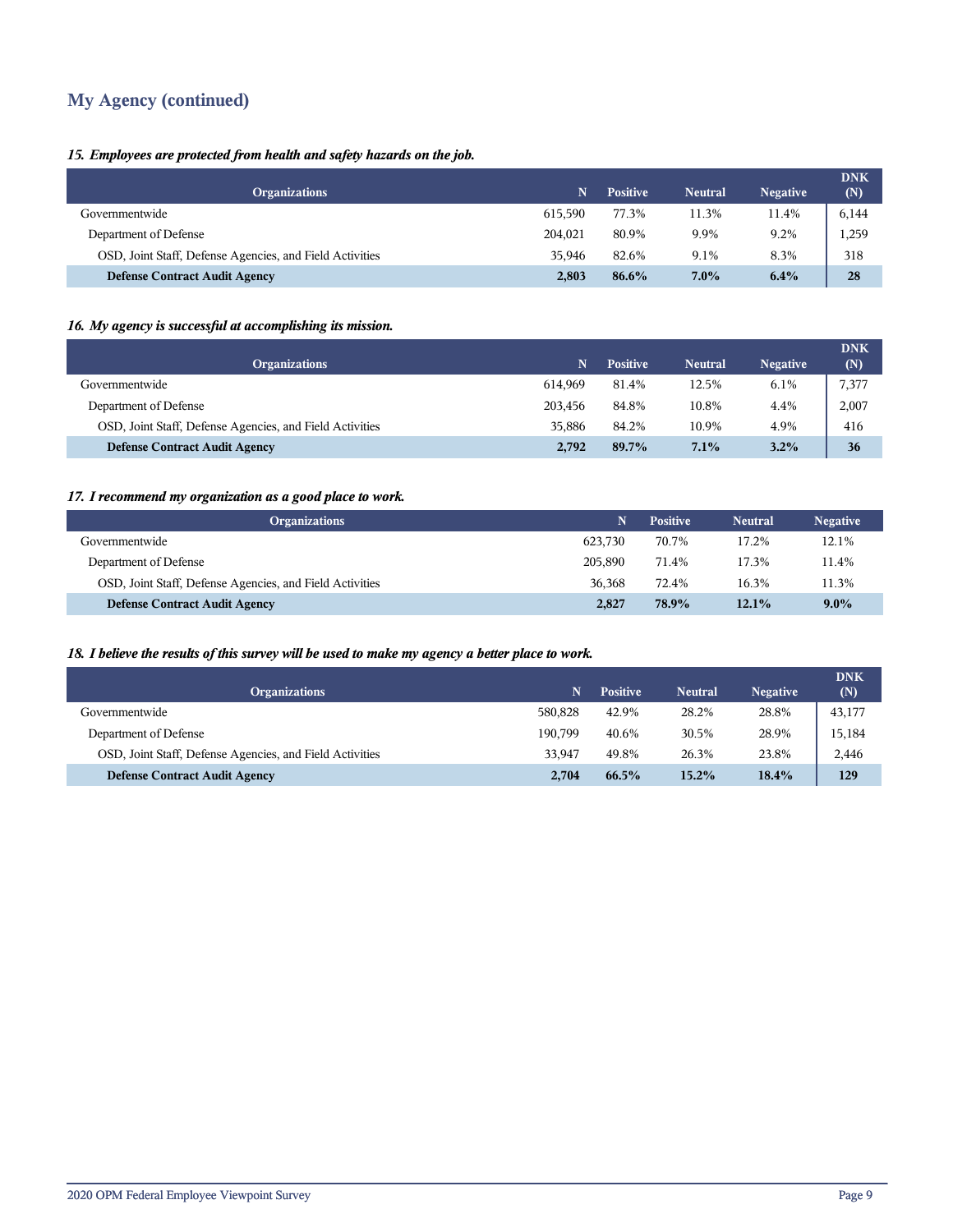## My Agency (continued)

*15. Employees are protected from health and safety hazards on the job.*

| Organizations | N | Positive | Neutral | Negative | DNK (N) |
|---|---|---|---|---|---|
| Governmentwide | 615,590 | 77.3% | 11.3% | 11.4% | 6,144 |
| Department of Defense | 204,021 | 80.9% | 9.9% | 9.2% | 1,259 |
| OSD, Joint Staff, Defense Agencies, and Field Activities | 35,946 | 82.6% | 9.1% | 8.3% | 318 |
| **Defense Contract Audit Agency** | **2,803** | **86.6%** | **7.0%** | **6.4%** | **28** |

*16. My agency is successful at accomplishing its mission.*

| Organizations | N | Positive | Neutral | Negative | DNK (N) |
|---|---|---|---|---|---|
| Governmentwide | 614,969 | 81.4% | 12.5% | 6.1% | 7,377 |
| Department of Defense | 203,456 | 84.8% | 10.8% | 4.4% | 2,007 |
| OSD, Joint Staff, Defense Agencies, and Field Activities | 35,886 | 84.2% | 10.9% | 4.9% | 416 |
| **Defense Contract Audit Agency** | **2,792** | **89.7%** | **7.1%** | **3.2%** | **36** |

*17. I recommend my organization as a good place to work.*

| Organizations | N | Positive | Neutral | Negative |
|---|---|---|---|---|
| Governmentwide | 623,730 | 70.7% | 17.2% | 12.1% |
| Department of Defense | 205,890 | 71.4% | 17.3% | 11.4% |
| OSD, Joint Staff, Defense Agencies, and Field Activities | 36,368 | 72.4% | 16.3% | 11.3% |
| **Defense Contract Audit Agency** | **2,827** | **78.9%** | **12.1%** | **9.0%** |

*18. I believe the results of this survey will be used to make my agency a better place to work.*

| Organizations | N | Positive | Neutral | Negative | DNK (N) |
|---|---|---|---|---|---|
| Governmentwide | 580,828 | 42.9% | 28.2% | 28.8% | 43,177 |
| Department of Defense | 190,799 | 40.6% | 30.5% | 28.9% | 15,184 |
| OSD, Joint Staff, Defense Agencies, and Field Activities | 33,947 | 49.8% | 26.3% | 23.8% | 2,446 |
| **Defense Contract Audit Agency** | **2,704** | **66.5%** | **15.2%** | **18.4%** | **129** |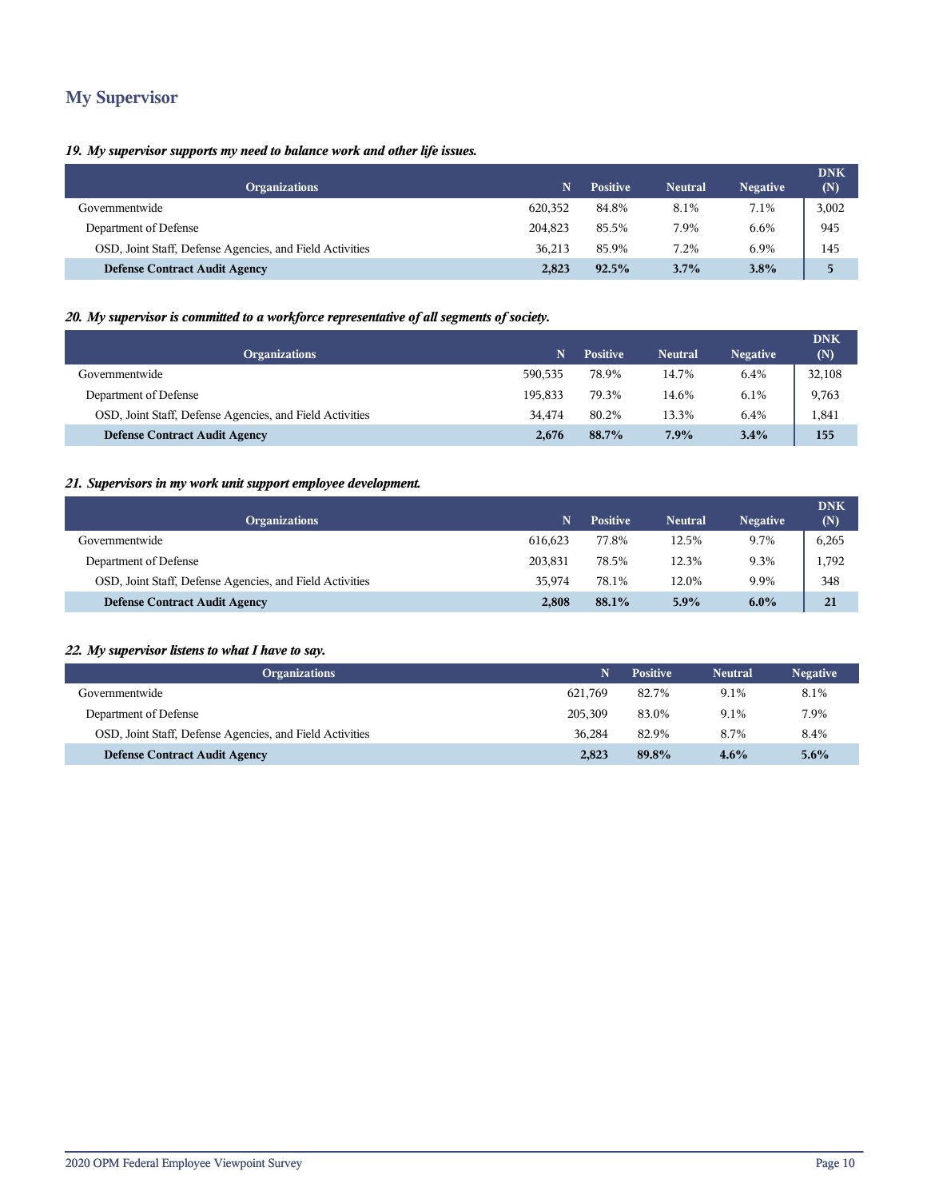## My Supervisor

***19. My supervisor supports my need to balance work and other life issues.***

| Organizations | N | Positive | Neutral | Negative | DNK (N) |
|---|---|---|---|---|---|
| Governmentwide | 620,352 | 84.8% | 8.1% | 7.1% | 3,002 |
| Department of Defense | 204,823 | 85.5% | 7.9% | 6.6% | 945 |
| OSD, Joint Staff, Defense Agencies, and Field Activities | 36,213 | 85.9% | 7.2% | 6.9% | 145 |
| **Defense Contract Audit Agency** | **2,823** | **92.5%** | **3.7%** | **3.8%** | **5** |

***20. My supervisor is committed to a workforce representative of all segments of society.***

| Organizations | N | Positive | Neutral | Negative | DNK (N) |
|---|---|---|---|---|---|
| Governmentwide | 590,535 | 78.9% | 14.7% | 6.4% | 32,108 |
| Department of Defense | 195,833 | 79.3% | 14.6% | 6.1% | 9,763 |
| OSD, Joint Staff, Defense Agencies, and Field Activities | 34,474 | 80.2% | 13.3% | 6.4% | 1,841 |
| **Defense Contract Audit Agency** | **2,676** | **88.7%** | **7.9%** | **3.4%** | **155** |

***21. Supervisors in my work unit support employee development.***

| Organizations | N | Positive | Neutral | Negative | DNK (N) |
|---|---|---|---|---|---|
| Governmentwide | 616,623 | 77.8% | 12.5% | 9.7% | 6,265 |
| Department of Defense | 203,831 | 78.5% | 12.3% | 9.3% | 1,792 |
| OSD, Joint Staff, Defense Agencies, and Field Activities | 35,974 | 78.1% | 12.0% | 9.9% | 348 |
| **Defense Contract Audit Agency** | **2,808** | **88.1%** | **5.9%** | **6.0%** | **21** |

***22. My supervisor listens to what I have to say.***

| Organizations | N | Positive | Neutral | Negative |
|---|---|---|---|---|
| Governmentwide | 621,769 | 82.7% | 9.1% | 8.1% |
| Department of Defense | 205,309 | 83.0% | 9.1% | 7.9% |
| OSD, Joint Staff, Defense Agencies, and Field Activities | 36,284 | 82.9% | 8.7% | 8.4% |
| **Defense Contract Audit Agency** | **2,823** | **89.8%** | **4.6%** | **5.6%** |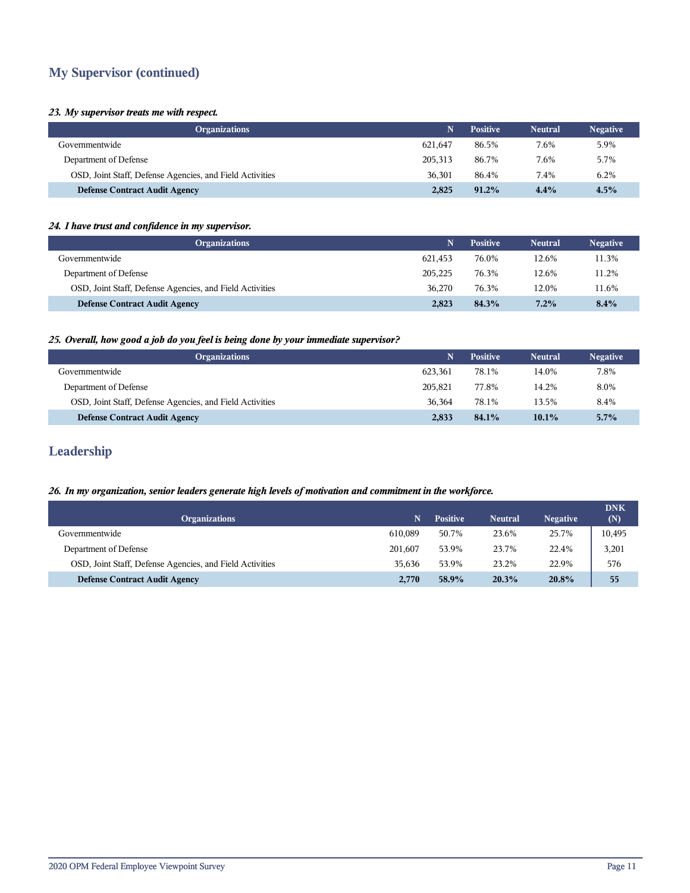## My Supervisor (continued)

*23. My supervisor treats me with respect.*

| Organizations | N | Positive | Neutral | Negative |
|---|---|---|---|---|
| Governmentwide | 621,647 | 86.5% | 7.6% | 5.9% |
| Department of Defense | 205,313 | 86.7% | 7.6% | 5.7% |
| OSD, Joint Staff, Defense Agencies, and Field Activities | 36,301 | 86.4% | 7.4% | 6.2% |
| **Defense Contract Audit Agency** | **2,825** | **91.2%** | **4.4%** | **4.5%** |

*24. I have trust and confidence in my supervisor.*

| Organizations | N | Positive | Neutral | Negative |
|---|---|---|---|---|
| Governmentwide | 621,453 | 76.0% | 12.6% | 11.3% |
| Department of Defense | 205,225 | 76.3% | 12.6% | 11.2% |
| OSD, Joint Staff, Defense Agencies, and Field Activities | 36,270 | 76.3% | 12.0% | 11.6% |
| **Defense Contract Audit Agency** | **2,823** | **84.3%** | **7.2%** | **8.4%** |

*25. Overall, how good a job do you feel is being done by your immediate supervisor?*

| Organizations | N | Positive | Neutral | Negative |
|---|---|---|---|---|
| Governmentwide | 623,361 | 78.1% | 14.0% | 7.8% |
| Department of Defense | 205,821 | 77.8% | 14.2% | 8.0% |
| OSD, Joint Staff, Defense Agencies, and Field Activities | 36,364 | 78.1% | 13.5% | 8.4% |
| **Defense Contract Audit Agency** | **2,833** | **84.1%** | **10.1%** | **5.7%** |

## Leadership

*26. In my organization, senior leaders generate high levels of motivation and commitment in the workforce.*

| Organizations | N | Positive | Neutral | Negative | DNK (N) |
|---|---|---|---|---|---|
| Governmentwide | 610,089 | 50.7% | 23.6% | 25.7% | 10,495 |
| Department of Defense | 201,607 | 53.9% | 23.7% | 22.4% | 3,201 |
| OSD, Joint Staff, Defense Agencies, and Field Activities | 35,636 | 53.9% | 23.2% | 22.9% | 576 |
| **Defense Contract Audit Agency** | **2,770** | **58.9%** | **20.3%** | **20.8%** | **55** |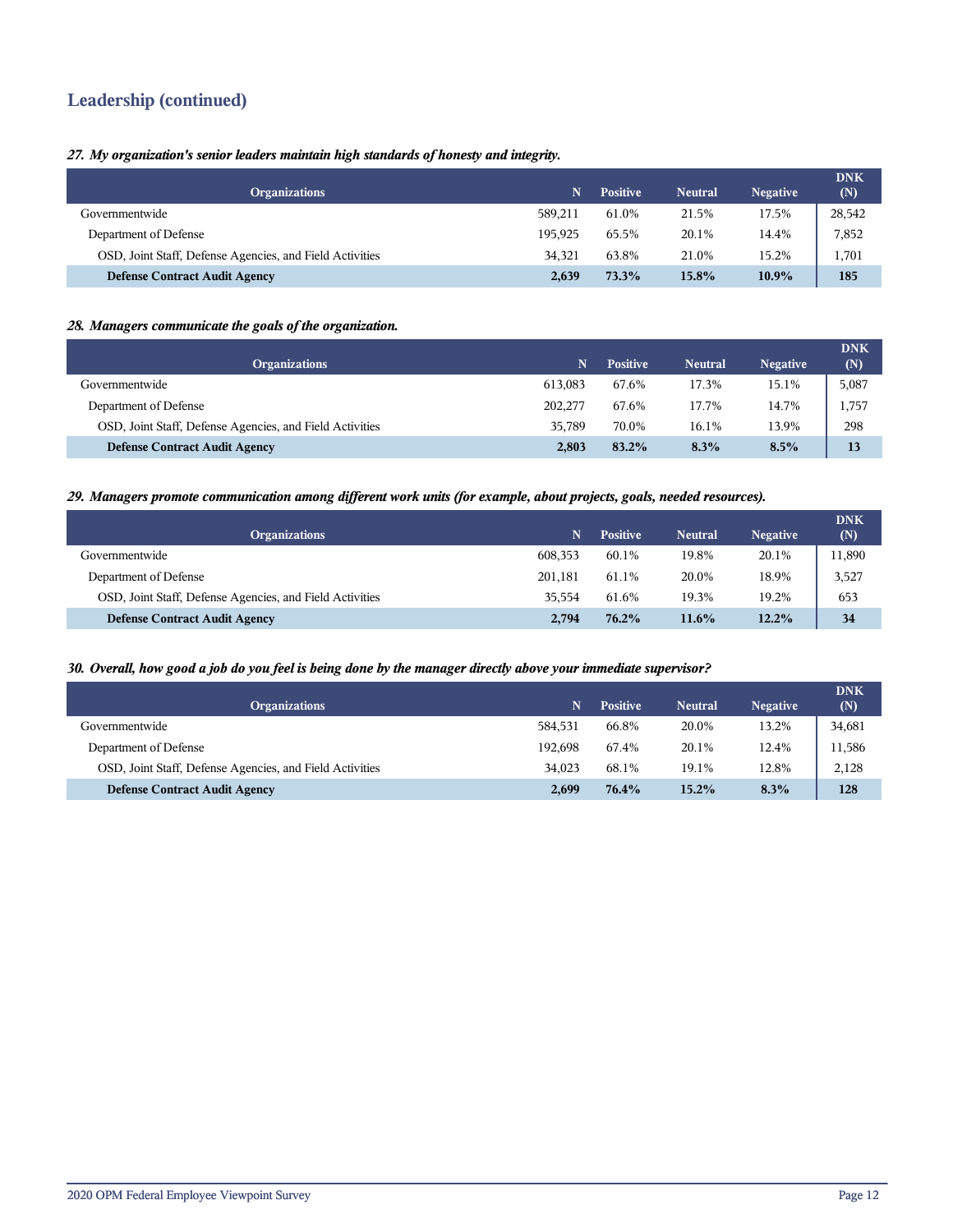## Leadership (continued)

***27. My organization's senior leaders maintain high standards of honesty and integrity.***

| Organizations | N | Positive | Neutral | Negative | DNK (N) |
|---|---|---|---|---|---|
| Governmentwide | 589,211 | 61.0% | 21.5% | 17.5% | 28,542 |
| Department of Defense | 195,925 | 65.5% | 20.1% | 14.4% | 7,852 |
| OSD, Joint Staff, Defense Agencies, and Field Activities | 34,321 | 63.8% | 21.0% | 15.2% | 1,701 |
| **Defense Contract Audit Agency** | **2,639** | **73.3%** | **15.8%** | **10.9%** | **185** |

***28. Managers communicate the goals of the organization.***

| Organizations | N | Positive | Neutral | Negative | DNK (N) |
|---|---|---|---|---|---|
| Governmentwide | 613,083 | 67.6% | 17.3% | 15.1% | 5,087 |
| Department of Defense | 202,277 | 67.6% | 17.7% | 14.7% | 1,757 |
| OSD, Joint Staff, Defense Agencies, and Field Activities | 35,789 | 70.0% | 16.1% | 13.9% | 298 |
| **Defense Contract Audit Agency** | **2,803** | **83.2%** | **8.3%** | **8.5%** | **13** |

***29. Managers promote communication among different work units (for example, about projects, goals, needed resources).***

| Organizations | N | Positive | Neutral | Negative | DNK (N) |
|---|---|---|---|---|---|
| Governmentwide | 608,353 | 60.1% | 19.8% | 20.1% | 11,890 |
| Department of Defense | 201,181 | 61.1% | 20.0% | 18.9% | 3,527 |
| OSD, Joint Staff, Defense Agencies, and Field Activities | 35,554 | 61.6% | 19.3% | 19.2% | 653 |
| **Defense Contract Audit Agency** | **2,794** | **76.2%** | **11.6%** | **12.2%** | **34** |

***30. Overall, how good a job do you feel is being done by the manager directly above your immediate supervisor?***

| Organizations | N | Positive | Neutral | Negative | DNK (N) |
|---|---|---|---|---|---|
| Governmentwide | 584,531 | 66.8% | 20.0% | 13.2% | 34,681 |
| Department of Defense | 192,698 | 67.4% | 20.1% | 12.4% | 11,586 |
| OSD, Joint Staff, Defense Agencies, and Field Activities | 34,023 | 68.1% | 19.1% | 12.8% | 2,128 |
| **Defense Contract Audit Agency** | **2,699** | **76.4%** | **15.2%** | **8.3%** | **128** |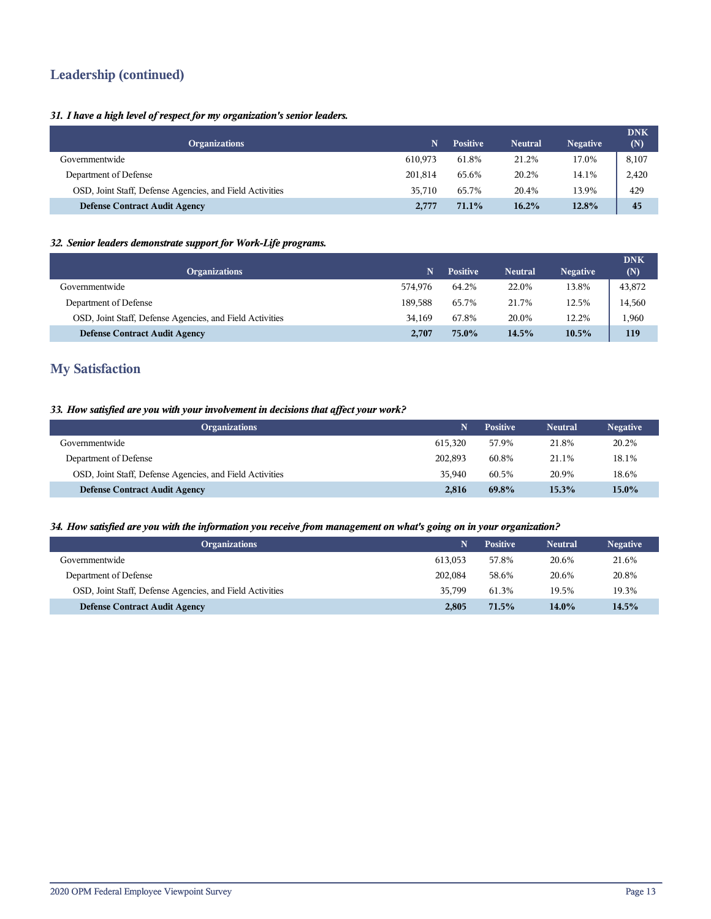## Leadership (continued)

### *31. I have a high level of respect for my organization's senior leaders.*

| Organizations | N | Positive | Neutral | Negative | DNK (N) |
|---|---|---|---|---|---|
| Governmentwide | 610,973 | 61.8% | 21.2% | 17.0% | 8,107 |
| Department of Defense | 201,814 | 65.6% | 20.2% | 14.1% | 2,420 |
| OSD, Joint Staff, Defense Agencies, and Field Activities | 35,710 | 65.7% | 20.4% | 13.9% | 429 |
| **Defense Contract Audit Agency** | **2,777** | **71.1%** | **16.2%** | **12.8%** | **45** |

### *32. Senior leaders demonstrate support for Work-Life programs.*

| Organizations | N | Positive | Neutral | Negative | DNK (N) |
|---|---|---|---|---|---|
| Governmentwide | 574,976 | 64.2% | 22.0% | 13.8% | 43,872 |
| Department of Defense | 189,588 | 65.7% | 21.7% | 12.5% | 14,560 |
| OSD, Joint Staff, Defense Agencies, and Field Activities | 34,169 | 67.8% | 20.0% | 12.2% | 1,960 |
| **Defense Contract Audit Agency** | **2,707** | **75.0%** | **14.5%** | **10.5%** | **119** |

## My Satisfaction

### *33. How satisfied are you with your involvement in decisions that affect your work?*

| Organizations | N | Positive | Neutral | Negative |
|---|---|---|---|---|
| Governmentwide | 615,320 | 57.9% | 21.8% | 20.2% |
| Department of Defense | 202,893 | 60.8% | 21.1% | 18.1% |
| OSD, Joint Staff, Defense Agencies, and Field Activities | 35,940 | 60.5% | 20.9% | 18.6% |
| **Defense Contract Audit Agency** | **2,816** | **69.8%** | **15.3%** | **15.0%** |

### *34. How satisfied are you with the information you receive from management on what's going on in your organization?*

| Organizations | N | Positive | Neutral | Negative |
|---|---|---|---|---|
| Governmentwide | 613,053 | 57.8% | 20.6% | 21.6% |
| Department of Defense | 202,084 | 58.6% | 20.6% | 20.8% |
| OSD, Joint Staff, Defense Agencies, and Field Activities | 35,799 | 61.3% | 19.5% | 19.3% |
| **Defense Contract Audit Agency** | **2,805** | **71.5%** | **14.0%** | **14.5%** |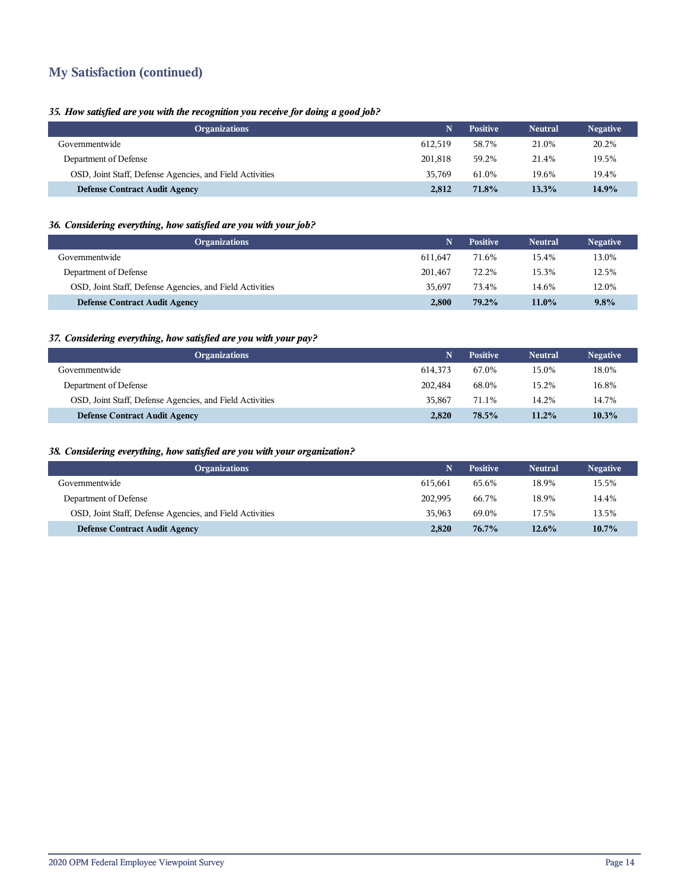## My Satisfaction (continued)

***35. How satisfied are you with the recognition you receive for doing a good job?***

| Organizations | N | Positive | Neutral | Negative |
|---|---|---|---|---|
| Governmentwide | 612,519 | 58.7% | 21.0% | 20.2% |
| Department of Defense | 201,818 | 59.2% | 21.4% | 19.5% |
| OSD, Joint Staff, Defense Agencies, and Field Activities | 35,769 | 61.0% | 19.6% | 19.4% |
| **Defense Contract Audit Agency** | **2,812** | **71.8%** | **13.3%** | **14.9%** |

***36. Considering everything, how satisfied are you with your job?***

| Organizations | N | Positive | Neutral | Negative |
|---|---|---|---|---|
| Governmentwide | 611,647 | 71.6% | 15.4% | 13.0% |
| Department of Defense | 201,467 | 72.2% | 15.3% | 12.5% |
| OSD, Joint Staff, Defense Agencies, and Field Activities | 35,697 | 73.4% | 14.6% | 12.0% |
| **Defense Contract Audit Agency** | **2,800** | **79.2%** | **11.0%** | **9.8%** |

***37. Considering everything, how satisfied are you with your pay?***

| Organizations | N | Positive | Neutral | Negative |
|---|---|---|---|---|
| Governmentwide | 614,373 | 67.0% | 15.0% | 18.0% |
| Department of Defense | 202,484 | 68.0% | 15.2% | 16.8% |
| OSD, Joint Staff, Defense Agencies, and Field Activities | 35,867 | 71.1% | 14.2% | 14.7% |
| **Defense Contract Audit Agency** | **2,820** | **78.5%** | **11.2%** | **10.3%** |

***38. Considering everything, how satisfied are you with your organization?***

| Organizations | N | Positive | Neutral | Negative |
|---|---|---|---|---|
| Governmentwide | 615,661 | 65.6% | 18.9% | 15.5% |
| Department of Defense | 202,995 | 66.7% | 18.9% | 14.4% |
| OSD, Joint Staff, Defense Agencies, and Field Activities | 35,963 | 69.0% | 17.5% | 13.5% |
| **Defense Contract Audit Agency** | **2,820** | **76.7%** | **12.6%** | **10.7%** |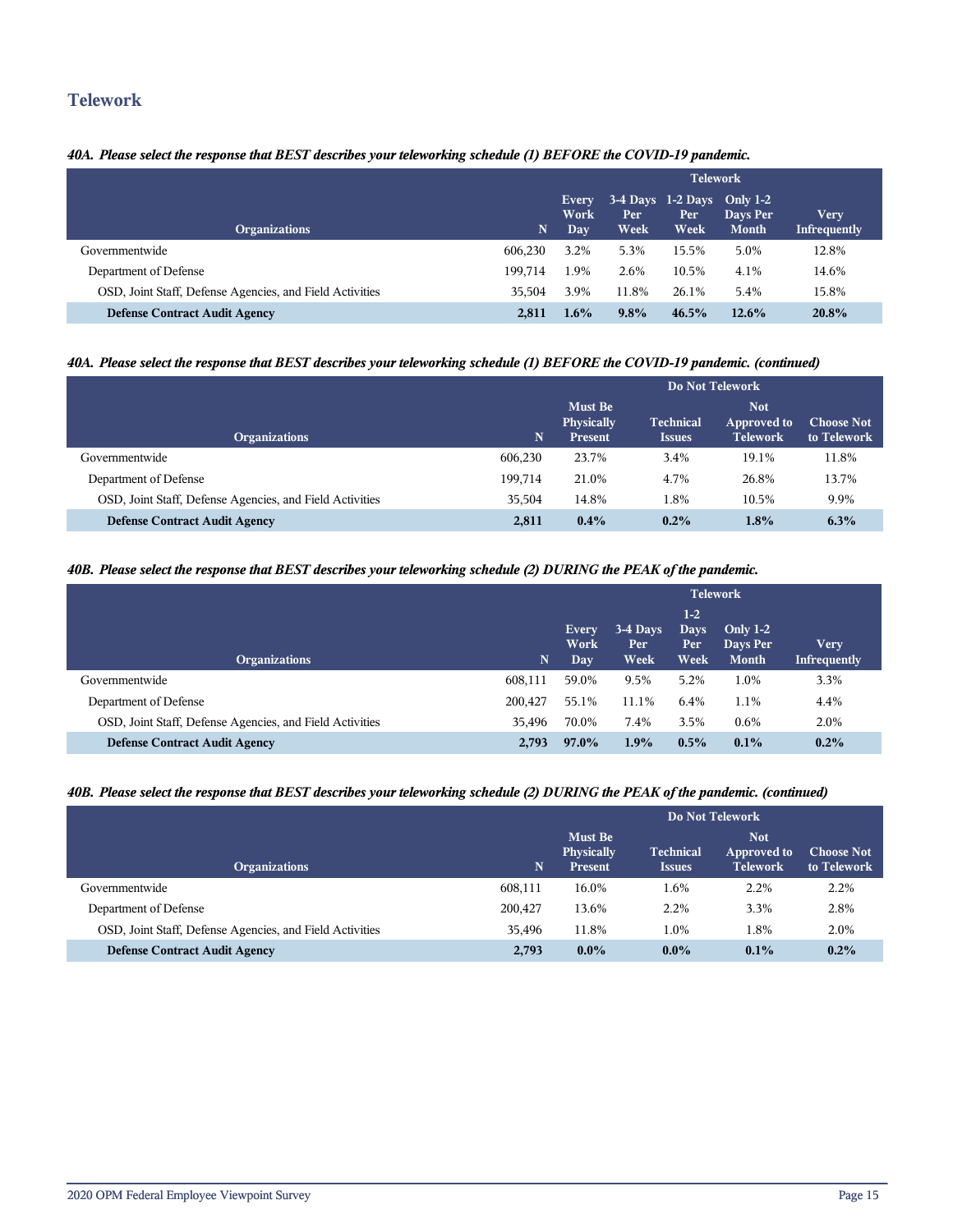## Telework

***40A. Please select the response that BEST describes your teleworking schedule (1) BEFORE the COVID-19 pandemic.***

| Organizations | N | Telework | | | | |
|---|---|---|---|---|---|---|
| | | Every Work Day | 3-4 Days Per Week | 1-2 Days Per Week | Only 1-2 Days Per Month | Very Infrequently |
| Governmentwide | 606,230 | 3.2% | 5.3% | 15.5% | 5.0% | 12.8% |
| Department of Defense | 199,714 | 1.9% | 2.6% | 10.5% | 4.1% | 14.6% |
| OSD, Joint Staff, Defense Agencies, and Field Activities | 35,504 | 3.9% | 11.8% | 26.1% | 5.4% | 15.8% |
| **Defense Contract Audit Agency** | **2,811** | **1.6%** | **9.8%** | **46.5%** | **12.6%** | **20.8%** |

***40A. Please select the response that BEST describes your teleworking schedule (1) BEFORE the COVID-19 pandemic. (continued)***

| Organizations | N | Do Not Telework | | | |
|---|---|---|---|---|---|
| | | Must Be Physically Present | Technical Issues | Not Approved to Telework | Choose Not to Telework |
| Governmentwide | 606,230 | 23.7% | 3.4% | 19.1% | 11.8% |
| Department of Defense | 199,714 | 21.0% | 4.7% | 26.8% | 13.7% |
| OSD, Joint Staff, Defense Agencies, and Field Activities | 35,504 | 14.8% | 1.8% | 10.5% | 9.9% |
| **Defense Contract Audit Agency** | **2,811** | **0.4%** | **0.2%** | **1.8%** | **6.3%** |

***40B. Please select the response that BEST describes your teleworking schedule (2) DURING the PEAK of the pandemic.***

| Organizations | N | Telework | | | | |
|---|---|---|---|---|---|---|
| | | Every Work Day | 3-4 Days Per Week | 1-2 Days Per Week | Only 1-2 Days Per Month | Very Infrequently |
| Governmentwide | 608,111 | 59.0% | 9.5% | 5.2% | 1.0% | 3.3% |
| Department of Defense | 200,427 | 55.1% | 11.1% | 6.4% | 1.1% | 4.4% |
| OSD, Joint Staff, Defense Agencies, and Field Activities | 35,496 | 70.0% | 7.4% | 3.5% | 0.6% | 2.0% |
| **Defense Contract Audit Agency** | **2,793** | **97.0%** | **1.9%** | **0.5%** | **0.1%** | **0.2%** |

***40B. Please select the response that BEST describes your teleworking schedule (2) DURING the PEAK of the pandemic. (continued)***

| Organizations | N | Do Not Telework | | | |
|---|---|---|---|---|---|
| | | Must Be Physically Present | Technical Issues | Not Approved to Telework | Choose Not to Telework |
| Governmentwide | 608,111 | 16.0% | 1.6% | 2.2% | 2.2% |
| Department of Defense | 200,427 | 13.6% | 2.2% | 3.3% | 2.8% |
| OSD, Joint Staff, Defense Agencies, and Field Activities | 35,496 | 11.8% | 1.0% | 1.8% | 2.0% |
| **Defense Contract Audit Agency** | **2,793** | **0.0%** | **0.0%** | **0.1%** | **0.2%** |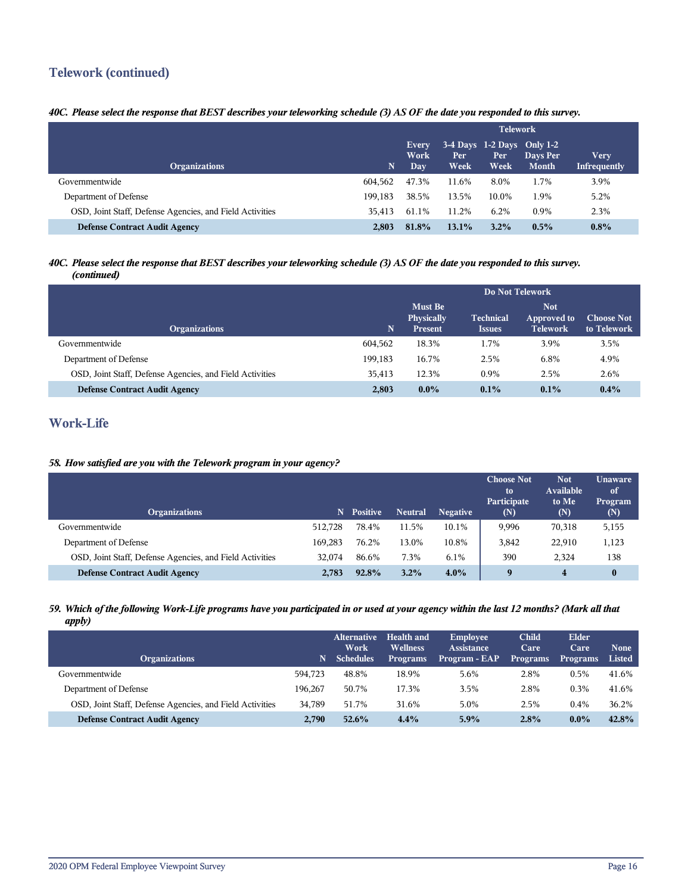## Telework (continued)

*40C. Please select the response that BEST describes your teleworking schedule (3) AS OF the date you responded to this survey.*

| | | Telework | | | | |
|---|---|---|---|---|---|---|
| Organizations | N | Every Work Day | 3-4 Days Per Week | 1-2 Days Per Week | Only 1-2 Days Per Month | Very Infrequently |
| Governmentwide | 604,562 | 47.3% | 11.6% | 8.0% | 1.7% | 3.9% |
| Department of Defense | 199,183 | 38.5% | 13.5% | 10.0% | 1.9% | 5.2% |
| OSD, Joint Staff, Defense Agencies, and Field Activities | 35,413 | 61.1% | 11.2% | 6.2% | 0.9% | 2.3% |
| **Defense Contract Audit Agency** | **2,803** | **81.8%** | **13.1%** | **3.2%** | **0.5%** | **0.8%** |

*40C. Please select the response that BEST describes your teleworking schedule (3) AS OF the date you responded to this survey. (continued)*

| | | Do Not Telework | | | |
|---|---|---|---|---|---|
| Organizations | N | Must Be Physically Present | Technical Issues | Not Approved to Telework | Choose Not to Telework |
| Governmentwide | 604,562 | 18.3% | 1.7% | 3.9% | 3.5% |
| Department of Defense | 199,183 | 16.7% | 2.5% | 6.8% | 4.9% |
| OSD, Joint Staff, Defense Agencies, and Field Activities | 35,413 | 12.3% | 0.9% | 2.5% | 2.6% |
| **Defense Contract Audit Agency** | **2,803** | **0.0%** | **0.1%** | **0.1%** | **0.4%** |

## Work-Life

*58. How satisfied are you with the Telework program in your agency?*

| Organizations | N | Positive | Neutral | Negative | Choose Not to Participate (N) | Not Available to Me (N) | Unaware of Program (N) |
|---|---|---|---|---|---|---|---|
| Governmentwide | 512,728 | 78.4% | 11.5% | 10.1% | 9,996 | 70,318 | 5,155 |
| Department of Defense | 169,283 | 76.2% | 13.0% | 10.8% | 3,842 | 22,910 | 1,123 |
| OSD, Joint Staff, Defense Agencies, and Field Activities | 32,074 | 86.6% | 7.3% | 6.1% | 390 | 2,324 | 138 |
| **Defense Contract Audit Agency** | **2,783** | **92.8%** | **3.2%** | **4.0%** | **9** | **4** | **0** |

*59. Which of the following Work-Life programs have you participated in or used at your agency within the last 12 months? (Mark all that apply)*

| Organizations | N | Alternative Work Schedules | Health and Wellness Programs | Employee Assistance Program - EAP | Child Care Programs | Elder Care Programs | None Listed |
|---|---|---|---|---|---|---|---|
| Governmentwide | 594,723 | 48.8% | 18.9% | 5.6% | 2.8% | 0.5% | 41.6% |
| Department of Defense | 196,267 | 50.7% | 17.3% | 3.5% | 2.8% | 0.3% | 41.6% |
| OSD, Joint Staff, Defense Agencies, and Field Activities | 34,789 | 51.7% | 31.6% | 5.0% | 2.5% | 0.4% | 36.2% |
| **Defense Contract Audit Agency** | **2,790** | **52.6%** | **4.4%** | **5.9%** | **2.8%** | **0.0%** | **42.8%** |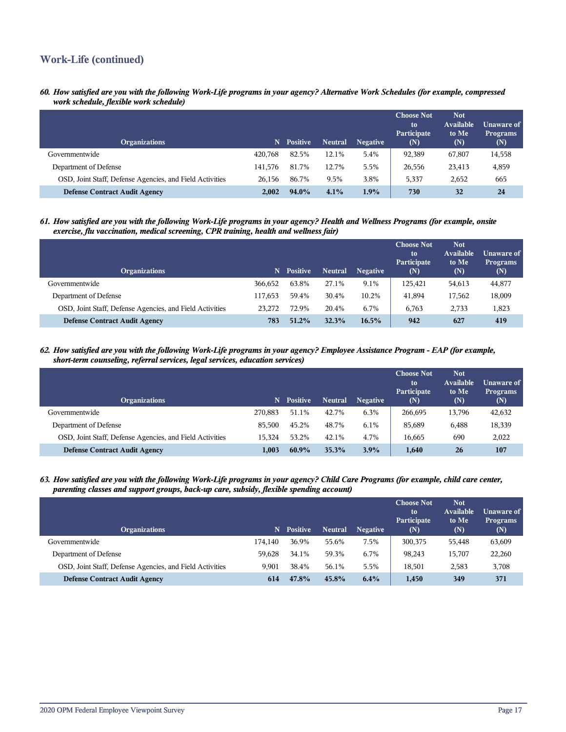## Work-Life (continued)

*60. How satisfied are you with the following Work-Life programs in your agency? Alternative Work Schedules (for example, compressed work schedule, flexible work schedule)*

| Organizations | N | Positive | Neutral | Negative | Choose Not to Participate (N) | Not Available to Me (N) | Unaware of Programs (N) |
|---|---|---|---|---|---|---|---|
| Governmentwide | 420,768 | 82.5% | 12.1% | 5.4% | 92,389 | 67,807 | 14,558 |
| Department of Defense | 141,576 | 81.7% | 12.7% | 5.5% | 26,556 | 23,413 | 4,859 |
| OSD, Joint Staff, Defense Agencies, and Field Activities | 26,156 | 86.7% | 9.5% | 3.8% | 5,337 | 2,652 | 665 |
| **Defense Contract Audit Agency** | **2,002** | **94.0%** | **4.1%** | **1.9%** | **730** | **32** | **24** |

*61. How satisfied are you with the following Work-Life programs in your agency? Health and Wellness Programs (for example, onsite exercise, flu vaccination, medical screening, CPR training, health and wellness fair)*

| Organizations | N | Positive | Neutral | Negative | Choose Not to Participate (N) | Not Available to Me (N) | Unaware of Programs (N) |
|---|---|---|---|---|---|---|---|
| Governmentwide | 366,652 | 63.8% | 27.1% | 9.1% | 125,421 | 54,613 | 44,877 |
| Department of Defense | 117,653 | 59.4% | 30.4% | 10.2% | 41,894 | 17,562 | 18,009 |
| OSD, Joint Staff, Defense Agencies, and Field Activities | 23,272 | 72.9% | 20.4% | 6.7% | 6,763 | 2,733 | 1,823 |
| **Defense Contract Audit Agency** | **783** | **51.2%** | **32.3%** | **16.5%** | **942** | **627** | **419** |

*62. How satisfied are you with the following Work-Life programs in your agency? Employee Assistance Program - EAP (for example, short-term counseling, referral services, legal services, education services)*

| Organizations | N | Positive | Neutral | Negative | Choose Not to Participate (N) | Not Available to Me (N) | Unaware of Programs (N) |
|---|---|---|---|---|---|---|---|
| Governmentwide | 270,883 | 51.1% | 42.7% | 6.3% | 266,695 | 13,796 | 42,632 |
| Department of Defense | 85,500 | 45.2% | 48.7% | 6.1% | 85,689 | 6,488 | 18,339 |
| OSD, Joint Staff, Defense Agencies, and Field Activities | 15,324 | 53.2% | 42.1% | 4.7% | 16,665 | 690 | 2,022 |
| **Defense Contract Audit Agency** | **1,003** | **60.9%** | **35.3%** | **3.9%** | **1,640** | **26** | **107** |

*63. How satisfied are you with the following Work-Life programs in your agency? Child Care Programs (for example, child care center, parenting classes and support groups, back-up care, subsidy, flexible spending account)*

| Organizations | N | Positive | Neutral | Negative | Choose Not to Participate (N) | Not Available to Me (N) | Unaware of Programs (N) |
|---|---|---|---|---|---|---|---|
| Governmentwide | 174,140 | 36.9% | 55.6% | 7.5% | 300,375 | 55,448 | 63,609 |
| Department of Defense | 59,628 | 34.1% | 59.3% | 6.7% | 98,243 | 15,707 | 22,260 |
| OSD, Joint Staff, Defense Agencies, and Field Activities | 9,901 | 38.4% | 56.1% | 5.5% | 18,501 | 2,583 | 3,708 |
| **Defense Contract Audit Agency** | **614** | **47.8%** | **45.8%** | **6.4%** | **1,450** | **349** | **371** |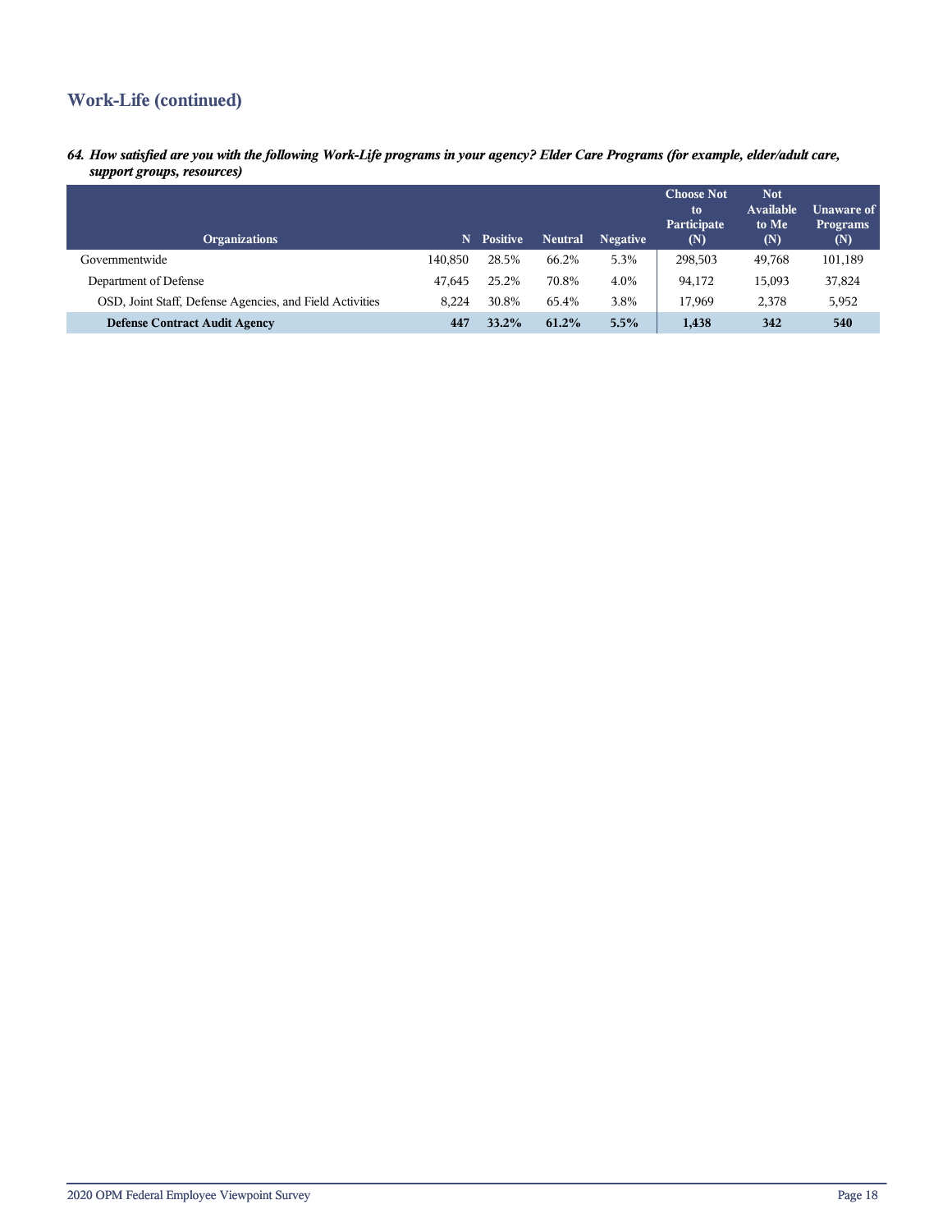## Work-Life (continued)

***64. How satisfied are you with the following Work-Life programs in your agency? Elder Care Programs (for example, elder/adult care, support groups, resources)***

| Organizations | N | Positive | Neutral | Negative | Choose Not to Participate (N) | Not Available to Me (N) | Unaware of Programs (N) |
|---|---|---|---|---|---|---|---|
| Governmentwide | 140,850 | 28.5% | 66.2% | 5.3% | 298,503 | 49,768 | 101,189 |
| Department of Defense | 47,645 | 25.2% | 70.8% | 4.0% | 94,172 | 15,093 | 37,824 |
| OSD, Joint Staff, Defense Agencies, and Field Activities | 8,224 | 30.8% | 65.4% | 3.8% | 17,969 | 2,378 | 5,952 |
| **Defense Contract Audit Agency** | **447** | **33.2%** | **61.2%** | **5.5%** | **1,438** | **342** | **540** |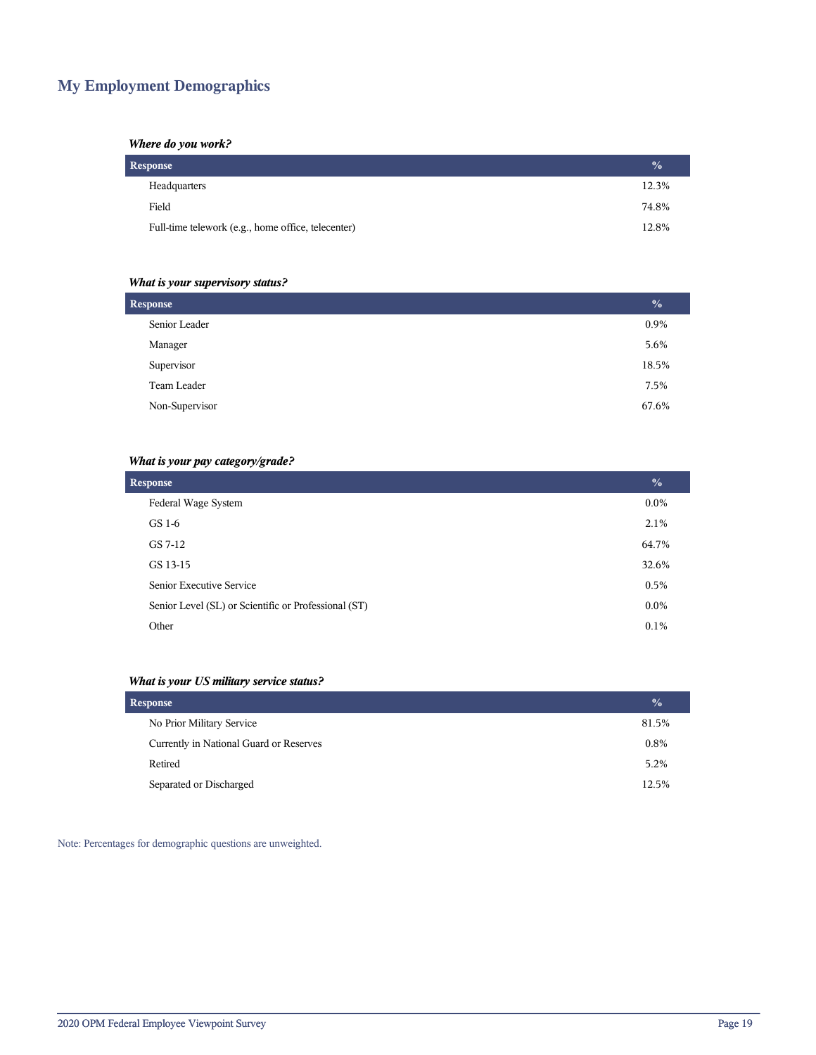## My Employment Demographics

***Where do you work?***

| Response | % |
|---|---|
| Headquarters | 12.3% |
| Field | 74.8% |
| Full-time telework (e.g., home office, telecenter) | 12.8% |

***What is your supervisory status?***

| Response | % |
|---|---|
| Senior Leader | 0.9% |
| Manager | 5.6% |
| Supervisor | 18.5% |
| Team Leader | 7.5% |
| Non-Supervisor | 67.6% |

***What is your pay category/grade?***

| Response | % |
|---|---|
| Federal Wage System | 0.0% |
| GS 1-6 | 2.1% |
| GS 7-12 | 64.7% |
| GS 13-15 | 32.6% |
| Senior Executive Service | 0.5% |
| Senior Level (SL) or Scientific or Professional (ST) | 0.0% |
| Other | 0.1% |

***What is your US military service status?***

| Response | % |
|---|---|
| No Prior Military Service | 81.5% |
| Currently in National Guard or Reserves | 0.8% |
| Retired | 5.2% |
| Separated or Discharged | 12.5% |

Note: Percentages for demographic questions are unweighted.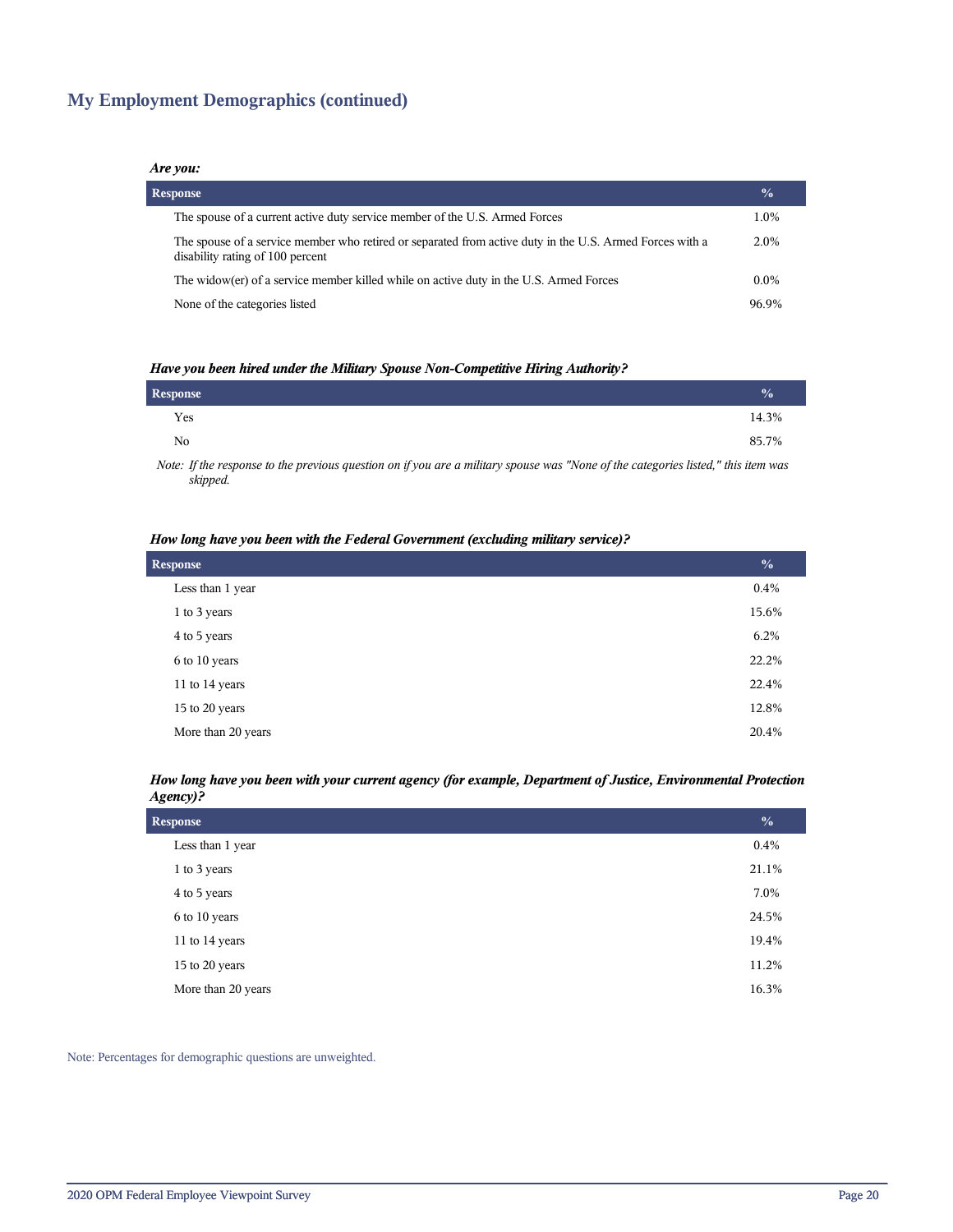## My Employment Demographics (continued)

***Are you:***

| Response | % |
|---|---|
| The spouse of a current active duty service member of the U.S. Armed Forces | 1.0% |
| The spouse of a service member who retired or separated from active duty in the U.S. Armed Forces with a disability rating of 100 percent | 2.0% |
| The widow(er) of a service member killed while on active duty in the U.S. Armed Forces | 0.0% |
| None of the categories listed | 96.9% |

***Have you been hired under the Military Spouse Non-Competitive Hiring Authority?***

| Response | % |
|---|---|
| Yes | 14.3% |
| No | 85.7% |

*Note: If the response to the previous question on if you are a military spouse was "None of the categories listed," this item was skipped.*

***How long have you been with the Federal Government (excluding military service)?***

| Response | % |
|---|---|
| Less than 1 year | 0.4% |
| 1 to 3 years | 15.6% |
| 4 to 5 years | 6.2% |
| 6 to 10 years | 22.2% |
| 11 to 14 years | 22.4% |
| 15 to 20 years | 12.8% |
| More than 20 years | 20.4% |

***How long have you been with your current agency (for example, Department of Justice, Environmental Protection Agency)?***

| Response | % |
|---|---|
| Less than 1 year | 0.4% |
| 1 to 3 years | 21.1% |
| 4 to 5 years | 7.0% |
| 6 to 10 years | 24.5% |
| 11 to 14 years | 19.4% |
| 15 to 20 years | 11.2% |
| More than 20 years | 16.3% |

Note: Percentages for demographic questions are unweighted.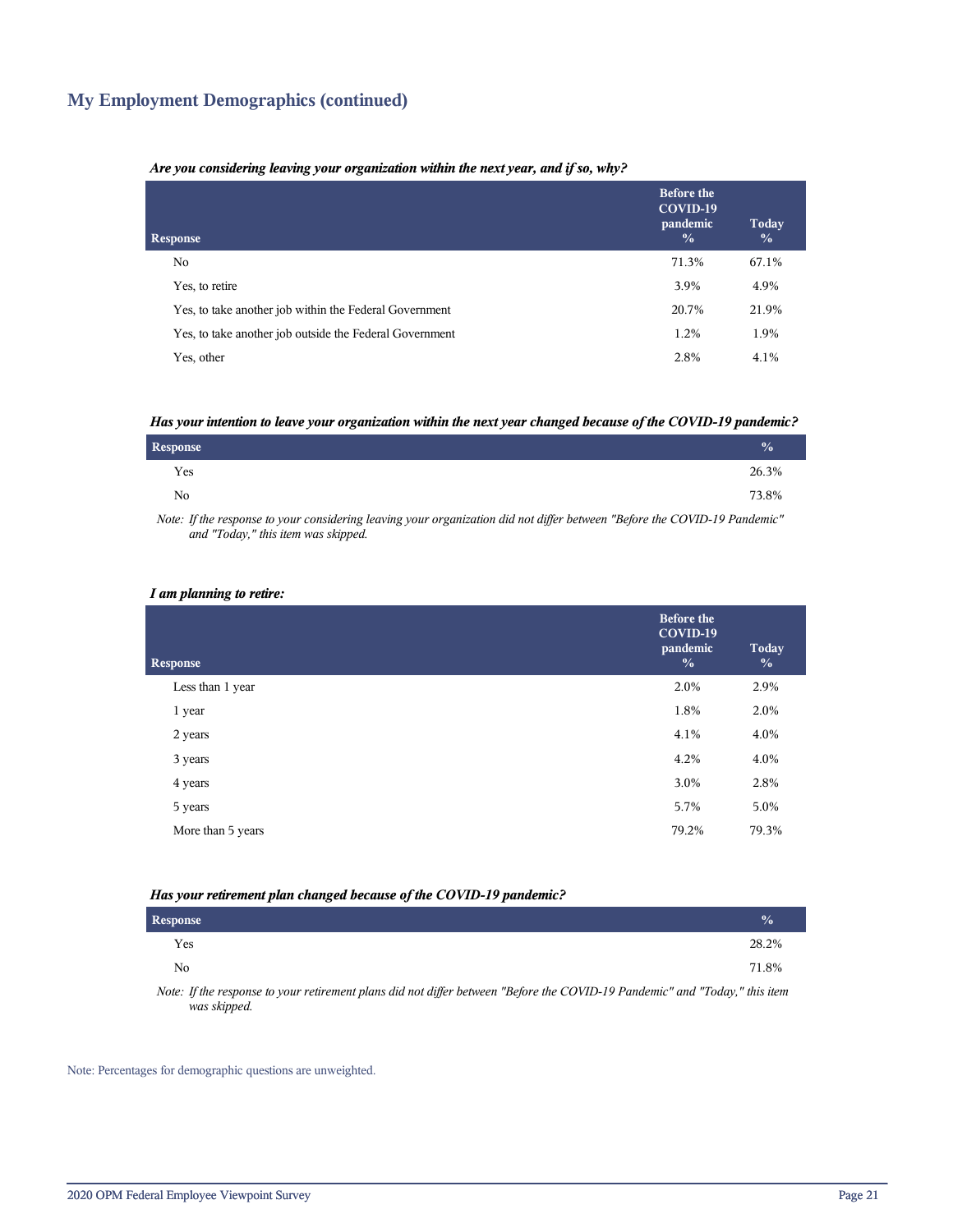## My Employment Demographics (continued)

***Are you considering leaving your organization within the next year, and if so, why?***

| Response | Before the COVID-19 pandemic % | Today % |
|---|---|---|
| No | 71.3% | 67.1% |
| Yes, to retire | 3.9% | 4.9% |
| Yes, to take another job within the Federal Government | 20.7% | 21.9% |
| Yes, to take another job outside the Federal Government | 1.2% | 1.9% |
| Yes, other | 2.8% | 4.1% |

***Has your intention to leave your organization within the next year changed because of the COVID-19 pandemic?***

| Response | % |
|---|---|
| Yes | 26.3% |
| No | 73.8% |

*Note: If the response to your considering leaving your organization did not differ between "Before the COVID-19 Pandemic" and "Today," this item was skipped.*

***I am planning to retire:***

| Response | Before the COVID-19 pandemic % | Today % |
|---|---|---|
| Less than 1 year | 2.0% | 2.9% |
| 1 year | 1.8% | 2.0% |
| 2 years | 4.1% | 4.0% |
| 3 years | 4.2% | 4.0% |
| 4 years | 3.0% | 2.8% |
| 5 years | 5.7% | 5.0% |
| More than 5 years | 79.2% | 79.3% |

***Has your retirement plan changed because of the COVID-19 pandemic?***

| Response | % |
|---|---|
| Yes | 28.2% |
| No | 71.8% |

*Note: If the response to your retirement plans did not differ between "Before the COVID-19 Pandemic" and "Today," this item was skipped.*

Note: Percentages for demographic questions are unweighted.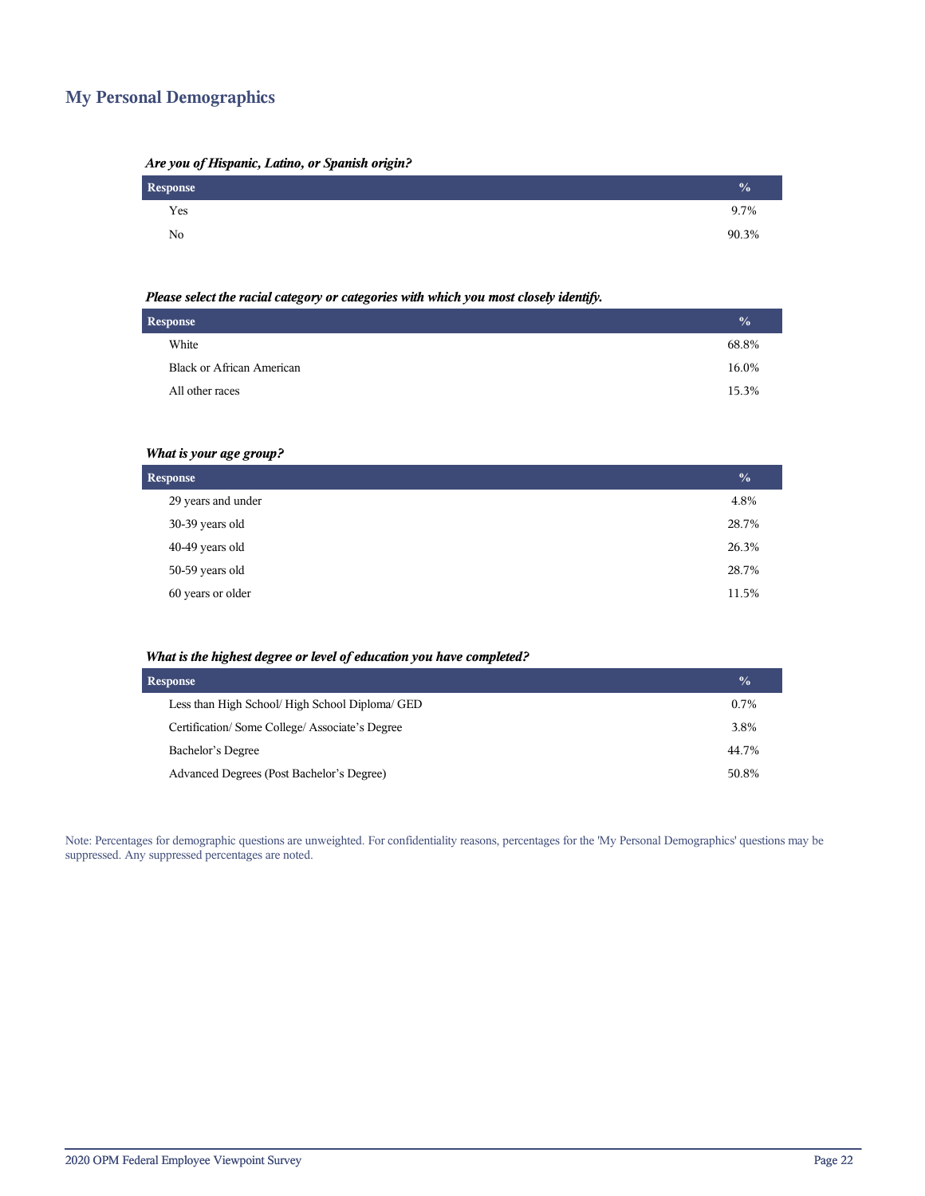## My Personal Demographics

***Are you of Hispanic, Latino, or Spanish origin?***

| Response | % |
|---|---|
| Yes | 9.7% |
| No | 90.3% |

***Please select the racial category or categories with which you most closely identify.***

| Response | % |
|---|---|
| White | 68.8% |
| Black or African American | 16.0% |
| All other races | 15.3% |

***What is your age group?***

| Response | % |
|---|---|
| 29 years and under | 4.8% |
| 30-39 years old | 28.7% |
| 40-49 years old | 26.3% |
| 50-59 years old | 28.7% |
| 60 years or older | 11.5% |

***What is the highest degree or level of education you have completed?***

| Response | % |
|---|---|
| Less than High School/ High School Diploma/ GED | 0.7% |
| Certification/ Some College/ Associate's Degree | 3.8% |
| Bachelor's Degree | 44.7% |
| Advanced Degrees (Post Bachelor's Degree) | 50.8% |

Note: Percentages for demographic questions are unweighted. For confidentiality reasons, percentages for the 'My Personal Demographics' questions may be suppressed. Any suppressed percentages are noted.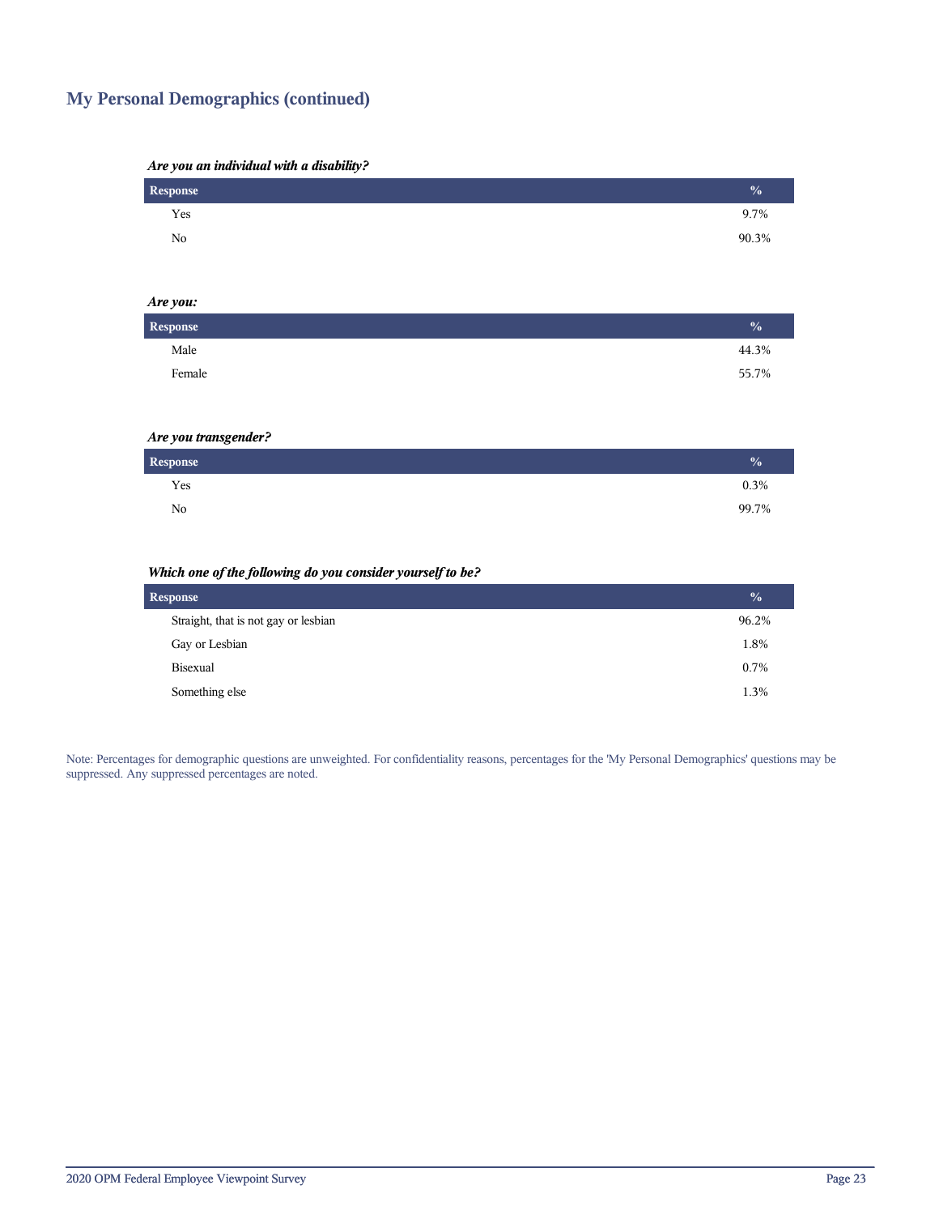## My Personal Demographics (continued)

***Are you an individual with a disability?***

| Response | % |
|---|---|
| Yes | 9.7% |
| No | 90.3% |

***Are you:***

| Response | % |
|---|---|
| Male | 44.3% |
| Female | 55.7% |

***Are you transgender?***

| Response | % |
|---|---|
| Yes | 0.3% |
| No | 99.7% |

***Which one of the following do you consider yourself to be?***

| Response | % |
|---|---|
| Straight, that is not gay or lesbian | 96.2% |
| Gay or Lesbian | 1.8% |
| Bisexual | 0.7% |
| Something else | 1.3% |

Note: Percentages for demographic questions are unweighted. For confidentiality reasons, percentages for the 'My Personal Demographics' questions may be suppressed. Any suppressed percentages are noted.